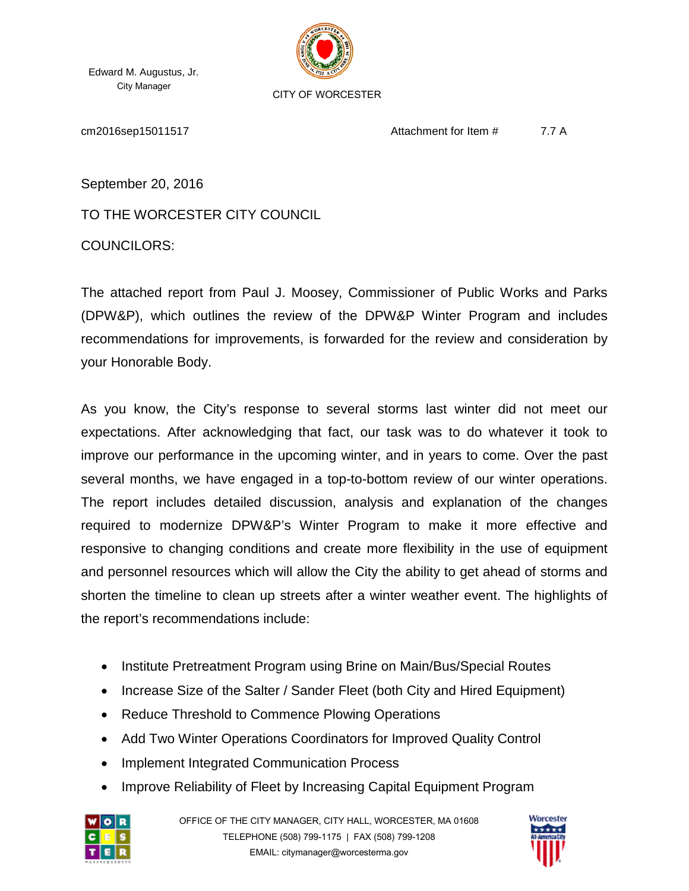Edward M. Augustus, Jr.
City Manager

CITY OF WORCESTER

cm2016sep15011517

Attachment for Item # 7.7 A

September 20, 2016

TO THE WORCESTER CITY COUNCIL

COUNCILORS:

The attached report from Paul J. Moosey, Commissioner of Public Works and Parks (DPW&P), which outlines the review of the DPW&P Winter Program and includes recommendations for improvements, is forwarded for the review and consideration by your Honorable Body.

As you know, the City's response to several storms last winter did not meet our expectations. After acknowledging that fact, our task was to do whatever it took to improve our performance in the upcoming winter, and in years to come. Over the past several months, we have engaged in a top-to-bottom review of our winter operations. The report includes detailed discussion, analysis and explanation of the changes required to modernize DPW&P's Winter Program to make it more effective and responsive to changing conditions and create more flexibility in the use of equipment and personnel resources which will allow the City the ability to get ahead of storms and shorten the timeline to clean up streets after a winter weather event. The highlights of the report's recommendations include:

- Institute Pretreatment Program using Brine on Main/Bus/Special Routes
- Increase Size of the Salter / Sander Fleet (both City and Hired Equipment)
- Reduce Threshold to Commence Plowing Operations
- Add Two Winter Operations Coordinators for Improved Quality Control
- Implement Integrated Communication Process
- Improve Reliability of Fleet by Increasing Capital Equipment Program

OFFICE OF THE CITY MANAGER, CITY HALL, WORCESTER, MA 01608
TELEPHONE (508) 799-1175 | FAX (508) 799-1208
EMAIL: citymanager@worcesterma.gov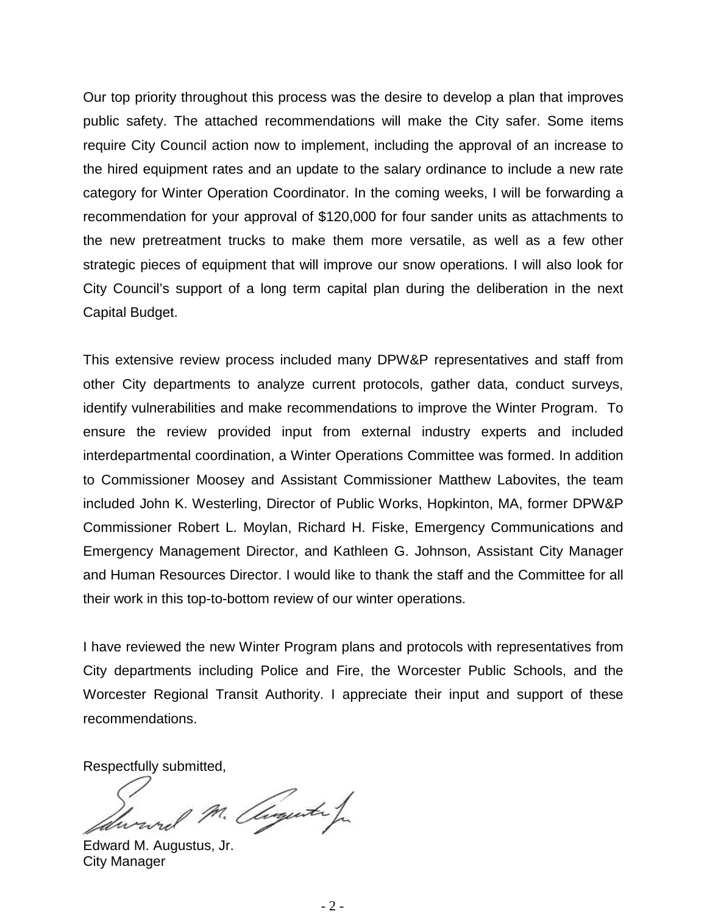Our top priority throughout this process was the desire to develop a plan that improves public safety. The attached recommendations will make the City safer. Some items require City Council action now to implement, including the approval of an increase to the hired equipment rates and an update to the salary ordinance to include a new rate category for Winter Operation Coordinator. In the coming weeks, I will be forwarding a recommendation for your approval of $120,000 for four sander units as attachments to the new pretreatment trucks to make them more versatile, as well as a few other strategic pieces of equipment that will improve our snow operations. I will also look for City Council's support of a long term capital plan during the deliberation in the next Capital Budget.

This extensive review process included many DPW&P representatives and staff from other City departments to analyze current protocols, gather data, conduct surveys, identify vulnerabilities and make recommendations to improve the Winter Program. To ensure the review provided input from external industry experts and included interdepartmental coordination, a Winter Operations Committee was formed. In addition to Commissioner Moosey and Assistant Commissioner Matthew Labovites, the team included John K. Westerling, Director of Public Works, Hopkinton, MA, former DPW&P Commissioner Robert L. Moylan, Richard H. Fiske, Emergency Communications and Emergency Management Director, and Kathleen G. Johnson, Assistant City Manager and Human Resources Director. I would like to thank the staff and the Committee for all their work in this top-to-bottom review of our winter operations.

I have reviewed the new Winter Program plans and protocols with representatives from City departments including Police and Fire, the Worcester Public Schools, and the Worcester Regional Transit Authority. I appreciate their input and support of these recommendations.

Respectfully submitted,

Edward M. Augustus, Jr.
City Manager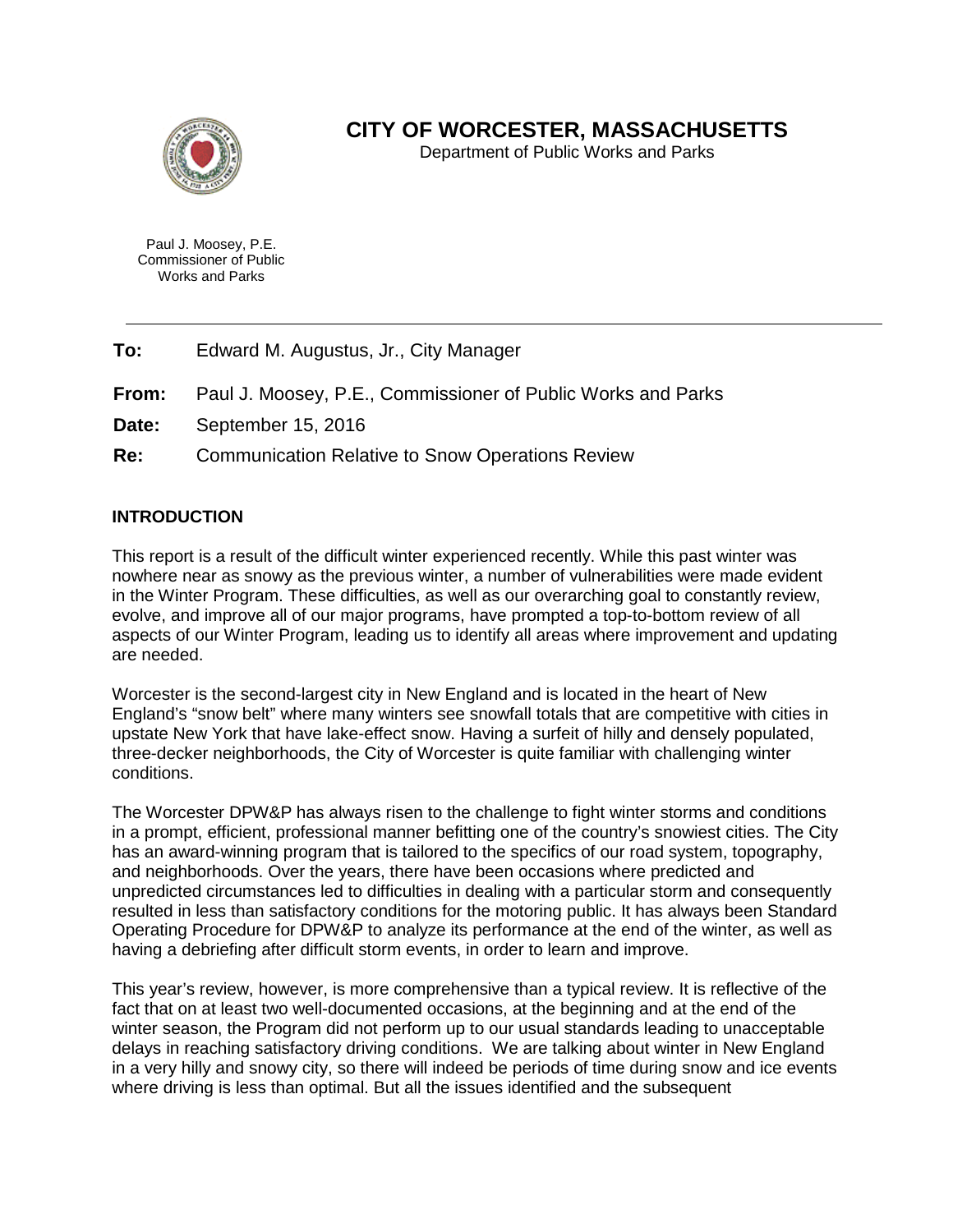# CITY OF WORCESTER, MASSACHUSETTS

Department of Public Works and Parks

Paul J. Moosey, P.E.
Commissioner of Public
Works and Parks

---

**To:** Edward M. Augustus, Jr., City Manager

**From:** Paul J. Moosey, P.E., Commissioner of Public Works and Parks

**Date:** September 15, 2016

**Re:** Communication Relative to Snow Operations Review

## INTRODUCTION

This report is a result of the difficult winter experienced recently. While this past winter was nowhere near as snowy as the previous winter, a number of vulnerabilities were made evident in the Winter Program. These difficulties, as well as our overarching goal to constantly review, evolve, and improve all of our major programs, have prompted a top-to-bottom review of all aspects of our Winter Program, leading us to identify all areas where improvement and updating are needed.

Worcester is the second-largest city in New England and is located in the heart of New England's "snow belt" where many winters see snowfall totals that are competitive with cities in upstate New York that have lake-effect snow. Having a surfeit of hilly and densely populated, three-decker neighborhoods, the City of Worcester is quite familiar with challenging winter conditions.

The Worcester DPW&P has always risen to the challenge to fight winter storms and conditions in a prompt, efficient, professional manner befitting one of the country's snowiest cities. The City has an award-winning program that is tailored to the specifics of our road system, topography, and neighborhoods. Over the years, there have been occasions where predicted and unpredicted circumstances led to difficulties in dealing with a particular storm and consequently resulted in less than satisfactory conditions for the motoring public. It has always been Standard Operating Procedure for DPW&P to analyze its performance at the end of the winter, as well as having a debriefing after difficult storm events, in order to learn and improve.

This year's review, however, is more comprehensive than a typical review. It is reflective of the fact that on at least two well-documented occasions, at the beginning and at the end of the winter season, the Program did not perform up to our usual standards leading to unacceptable delays in reaching satisfactory driving conditions. We are talking about winter in New England in a very hilly and snowy city, so there will indeed be periods of time during snow and ice events where driving is less than optimal. But all the issues identified and the subsequent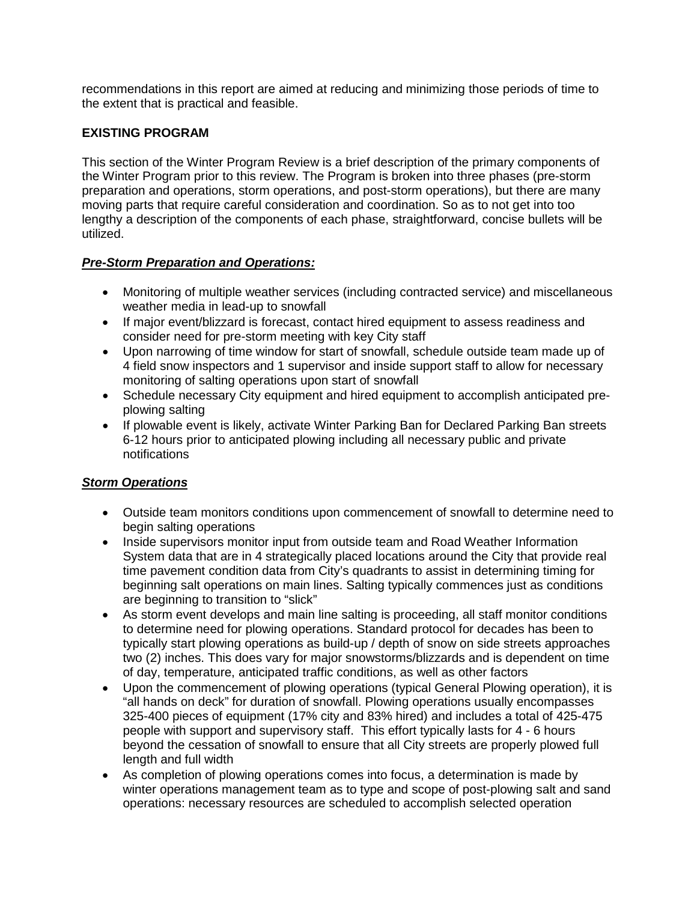recommendations in this report are aimed at reducing and minimizing those periods of time to the extent that is practical and feasible.

## EXISTING PROGRAM

This section of the Winter Program Review is a brief description of the primary components of the Winter Program prior to this review. The Program is broken into three phases (pre-storm preparation and operations, storm operations, and post-storm operations), but there are many moving parts that require careful consideration and coordination. So as to not get into too lengthy a description of the components of each phase, straightforward, concise bullets will be utilized.

### ***Pre-Storm Preparation and Operations:***

- Monitoring of multiple weather services (including contracted service) and miscellaneous weather media in lead-up to snowfall
- If major event/blizzard is forecast, contact hired equipment to assess readiness and consider need for pre-storm meeting with key City staff
- Upon narrowing of time window for start of snowfall, schedule outside team made up of 4 field snow inspectors and 1 supervisor and inside support staff to allow for necessary monitoring of salting operations upon start of snowfall
- Schedule necessary City equipment and hired equipment to accomplish anticipated pre-plowing salting
- If plowable event is likely, activate Winter Parking Ban for Declared Parking Ban streets 6-12 hours prior to anticipated plowing including all necessary public and private notifications

### ***Storm Operations***

- Outside team monitors conditions upon commencement of snowfall to determine need to begin salting operations
- Inside supervisors monitor input from outside team and Road Weather Information System data that are in 4 strategically placed locations around the City that provide real time pavement condition data from City's quadrants to assist in determining timing for beginning salt operations on main lines. Salting typically commences just as conditions are beginning to transition to "slick"
- As storm event develops and main line salting is proceeding, all staff monitor conditions to determine need for plowing operations. Standard protocol for decades has been to typically start plowing operations as build-up / depth of snow on side streets approaches two (2) inches. This does vary for major snowstorms/blizzards and is dependent on time of day, temperature, anticipated traffic conditions, as well as other factors
- Upon the commencement of plowing operations (typical General Plowing operation), it is "all hands on deck" for duration of snowfall. Plowing operations usually encompasses 325-400 pieces of equipment (17% city and 83% hired) and includes a total of 425-475 people with support and supervisory staff. This effort typically lasts for 4 - 6 hours beyond the cessation of snowfall to ensure that all City streets are properly plowed full length and full width
- As completion of plowing operations comes into focus, a determination is made by winter operations management team as to type and scope of post-plowing salt and sand operations: necessary resources are scheduled to accomplish selected operation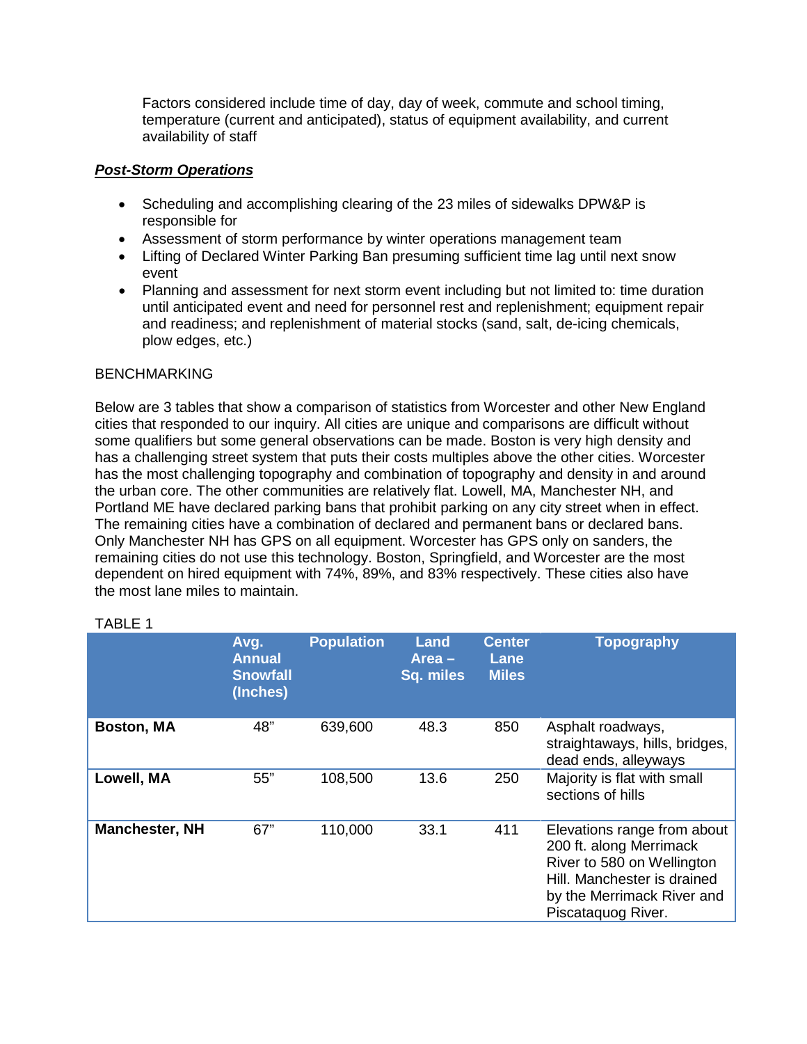Factors considered include time of day, day of week, commute and school timing, temperature (current and anticipated), status of equipment availability, and current availability of staff

***Post-Storm Operations***

- Scheduling and accomplishing clearing of the 23 miles of sidewalks DPW&P is responsible for
- Assessment of storm performance by winter operations management team
- Lifting of Declared Winter Parking Ban presuming sufficient time lag until next snow event
- Planning and assessment for next storm event including but not limited to: time duration until anticipated event and need for personnel rest and replenishment; equipment repair and readiness; and replenishment of material stocks (sand, salt, de-icing chemicals, plow edges, etc.)

BENCHMARKING

Below are 3 tables that show a comparison of statistics from Worcester and other New England cities that responded to our inquiry. All cities are unique and comparisons are difficult without some qualifiers but some general observations can be made. Boston is very high density and has a challenging street system that puts their costs multiples above the other cities. Worcester has the most challenging topography and combination of topography and density in and around the urban core. The other communities are relatively flat. Lowell, MA, Manchester NH, and Portland ME have declared parking bans that prohibit parking on any city street when in effect. The remaining cities have a combination of declared and permanent bans or declared bans. Only Manchester NH has GPS on all equipment. Worcester has GPS only on sanders, the remaining cities do not use this technology. Boston, Springfield, and Worcester are the most dependent on hired equipment with 74%, 89%, and 83% respectively. These cities also have the most lane miles to maintain.

TABLE 1

| | Avg. Annual Snowfall (Inches) | Population | Land Area – Sq. miles | Center Lane Miles | Topography |
|---|---|---|---|---|---|
| **Boston, MA** | 48” | 639,600 | 48.3 | 850 | Asphalt roadways, straightaways, hills, bridges, dead ends, alleyways |
| **Lowell, MA** | 55” | 108,500 | 13.6 | 250 | Majority is flat with small sections of hills |
| **Manchester, NH** | 67” | 110,000 | 33.1 | 411 | Elevations range from about 200 ft. along Merrimack River to 580 on Wellington Hill. Manchester is drained by the Merrimack River and Piscataquog River. |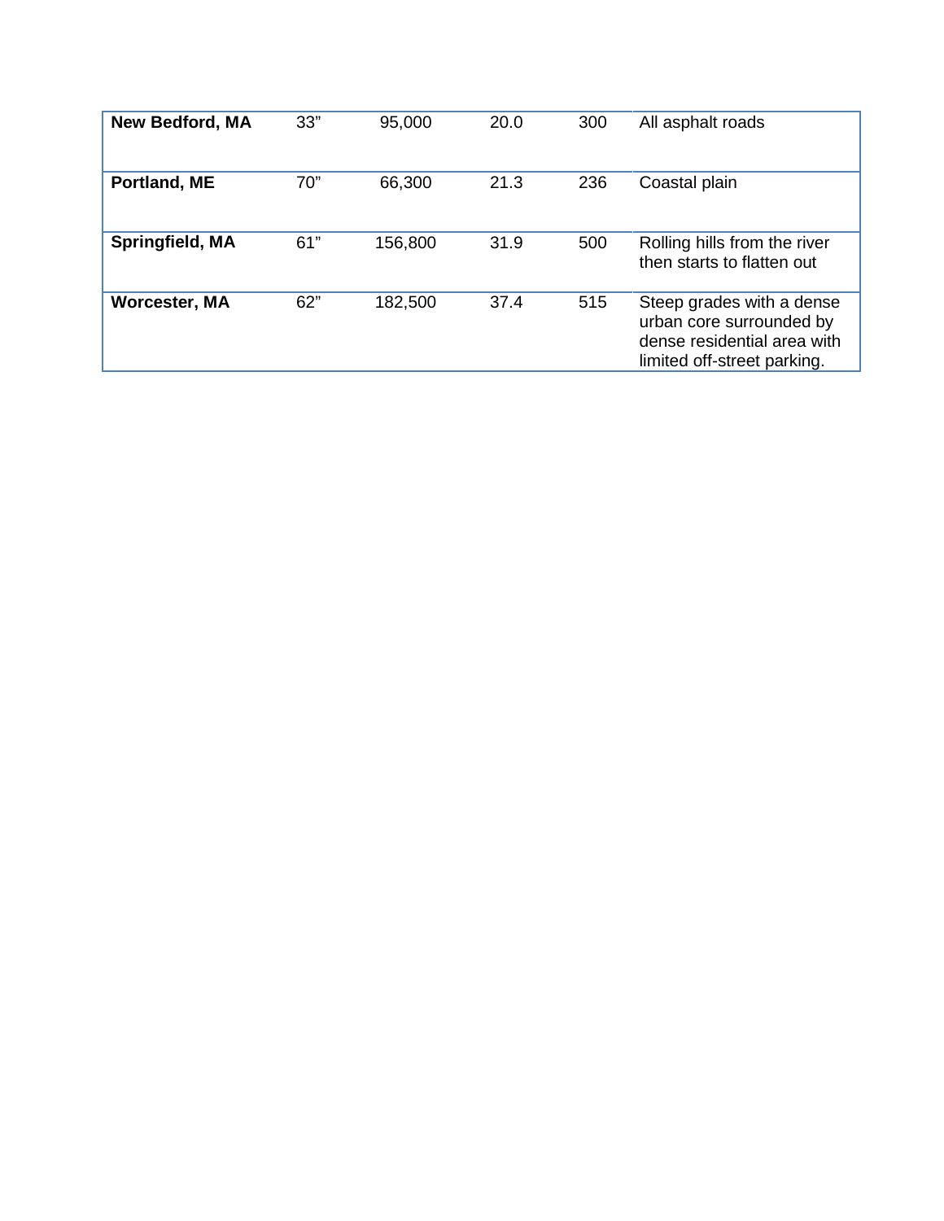| | | | | | |
|---|---|---|---|---|---|
| **New Bedford, MA** | 33” | 95,000 | 20.0 | 300 | All asphalt roads |
| **Portland, ME** | 70” | 66,300 | 21.3 | 236 | Coastal plain |
| **Springfield, MA** | 61” | 156,800 | 31.9 | 500 | Rolling hills from the river then starts to flatten out |
| **Worcester, MA** | 62” | 182,500 | 37.4 | 515 | Steep grades with a dense urban core surrounded by dense residential area with limited off-street parking. |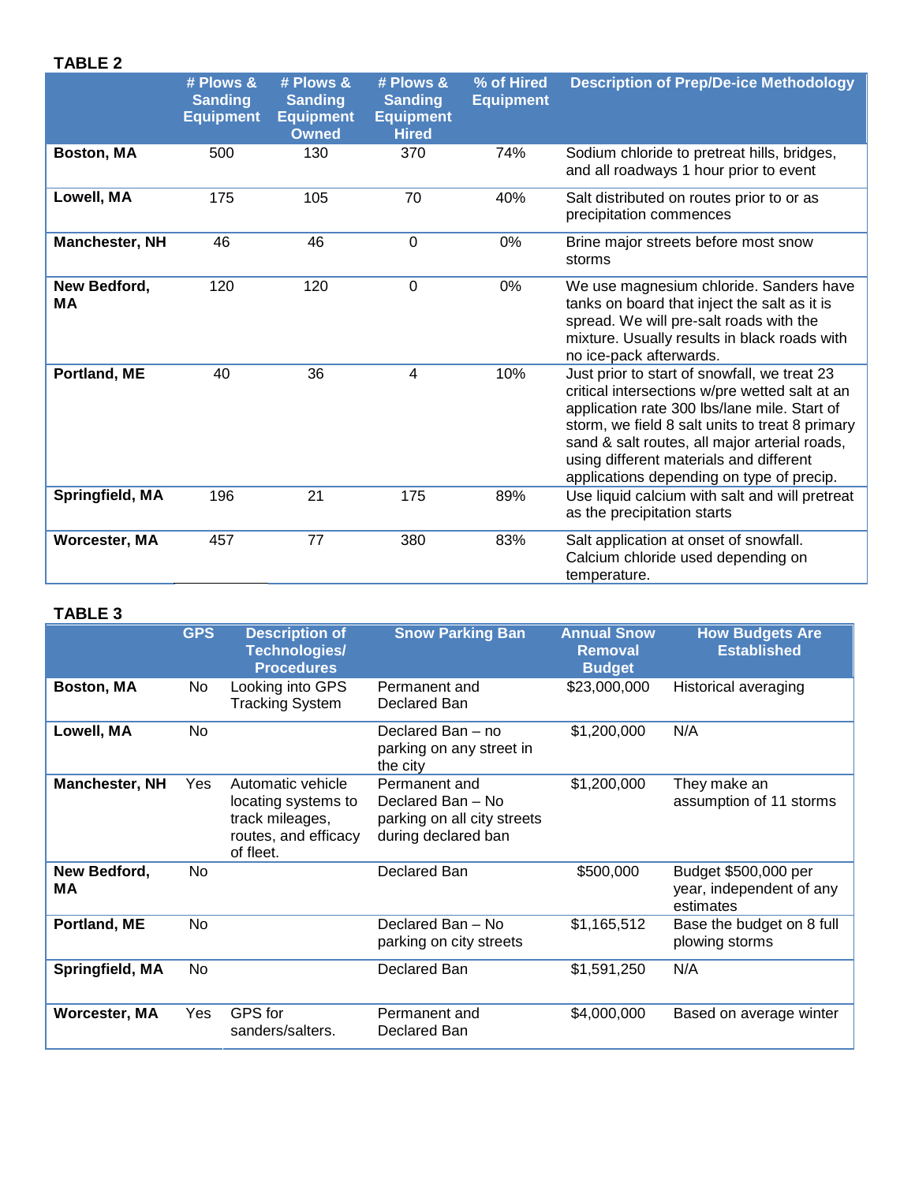**TABLE 2**

| | # Plows & Sanding Equipment | # Plows & Sanding Equipment Owned | # Plows & Sanding Equipment Hired | % of Hired Equipment | Description of Prep/De-ice Methodology |
|---|---|---|---|---|---|
| **Boston, MA** | 500 | 130 | 370 | 74% | Sodium chloride to pretreat hills, bridges, and all roadways 1 hour prior to event |
| **Lowell, MA** | 175 | 105 | 70 | 40% | Salt distributed on routes prior to or as precipitation commences |
| **Manchester, NH** | 46 | 46 | 0 | 0% | Brine major streets before most snow storms |
| **New Bedford, MA** | 120 | 120 | 0 | 0% | We use magnesium chloride. Sanders have tanks on board that inject the salt as it is spread. We will pre-salt roads with the mixture. Usually results in black roads with no ice-pack afterwards. |
| **Portland, ME** | 40 | 36 | 4 | 10% | Just prior to start of snowfall, we treat 23 critical intersections w/pre wetted salt at an application rate 300 lbs/lane mile. Start of storm, we field 8 salt units to treat 8 primary sand & salt routes, all major arterial roads, using different materials and different applications depending on type of precip. |
| **Springfield, MA** | 196 | 21 | 175 | 89% | Use liquid calcium with salt and will pretreat as the precipitation starts |
| **Worcester, MA** | 457 | 77 | 380 | 83% | Salt application at onset of snowfall. Calcium chloride used depending on temperature. |

**TABLE 3**

| | GPS | Description of Technologies/ Procedures | Snow Parking Ban | Annual Snow Removal Budget | How Budgets Are Established |
|---|---|---|---|---|---|
| **Boston, MA** | No | Looking into GPS Tracking System | Permanent and Declared Ban | $23,000,000 | Historical averaging |
| **Lowell, MA** | No | | Declared Ban – no parking on any street in the city | $1,200,000 | N/A |
| **Manchester, NH** | Yes | Automatic vehicle locating systems to track mileages, routes, and efficacy of fleet. | Permanent and Declared Ban – No parking on all city streets during declared ban | $1,200,000 | They make an assumption of 11 storms |
| **New Bedford, MA** | No | | Declared Ban | $500,000 | Budget $500,000 per year, independent of any estimates |
| **Portland, ME** | No | | Declared Ban – No parking on city streets | $1,165,512 | Base the budget on 8 full plowing storms |
| **Springfield, MA** | No | | Declared Ban | $1,591,250 | N/A |
| **Worcester, MA** | Yes | GPS for sanders/salters. | Permanent and Declared Ban | $4,000,000 | Based on average winter |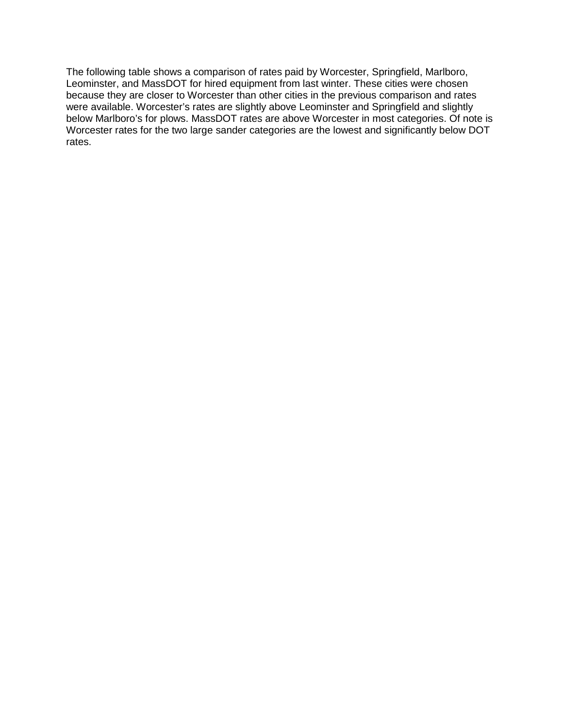The following table shows a comparison of rates paid by Worcester, Springfield, Marlboro, Leominster, and MassDOT for hired equipment from last winter. These cities were chosen because they are closer to Worcester than other cities in the previous comparison and rates were available. Worcester's rates are slightly above Leominster and Springfield and slightly below Marlboro's for plows. MassDOT rates are above Worcester in most categories. Of note is Worcester rates for the two large sander categories are the lowest and significantly below DOT rates.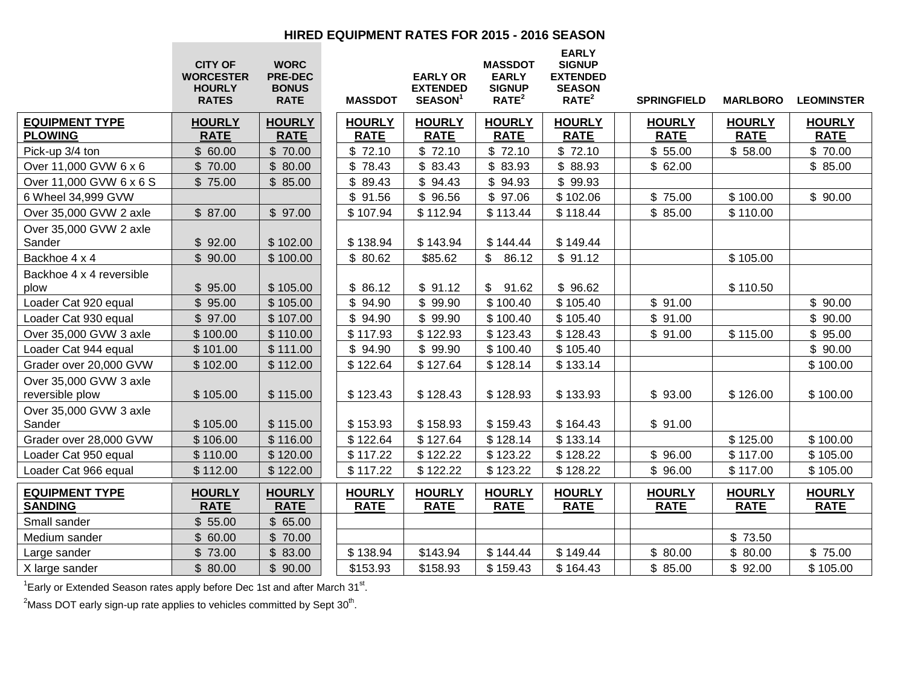## HIRED EQUIPMENT RATES FOR 2015 - 2016 SEASON

| | CITY OF WORCESTER HOURLY RATES | WORC PRE-DEC BONUS RATE | MASSDOT | EARLY OR EXTENDED SEASON[1] | MASSDOT EARLY SIGNUP RATE[2] | EARLY SIGNUP EXTENDED SEASON RATE[2] | SPRINGFIELD | MARLBORO | LEOMINSTER |
|---|---|---|---|---|---|---|---|---|---|
| **EQUIPMENT TYPE PLOWING** | **HOURLY RATE** | **HOURLY RATE** | **HOURLY RATE** | **HOURLY RATE** | **HOURLY RATE** | **HOURLY RATE** | **HOURLY RATE** | **HOURLY RATE** | **HOURLY RATE** |
| Pick-up 3/4 ton | $ 60.00 | $ 70.00 | $ 72.10 | $ 72.10 | $ 72.10 | $ 72.10 | $ 55.00 | $ 58.00 | $ 70.00 |
| Over 11,000 GVW 6 x 6 | $ 70.00 | $ 80.00 | $ 78.43 | $ 83.43 | $ 83.93 | $ 88.93 | $ 62.00 | | $ 85.00 |
| Over 11,000 GVW 6 x 6 S | $ 75.00 | $ 85.00 | $ 89.43 | $ 94.43 | $ 94.93 | $ 99.93 | | | |
| 6 Wheel 34,999 GVW | | | $ 91.56 | $ 96.56 | $ 97.06 | $ 102.06 | $ 75.00 | $ 100.00 | $ 90.00 |
| Over 35,000 GVW 2 axle | $ 87.00 | $ 97.00 | $ 107.94 | $ 112.94 | $ 113.44 | $ 118.44 | $ 85.00 | $ 110.00 | |
| Over 35,000 GVW 2 axle Sander | $ 92.00 | $ 102.00 | $ 138.94 | $ 143.94 | $ 144.44 | $ 149.44 | | | |
| Backhoe 4 x 4 | $ 90.00 | $ 100.00 | $ 80.62 | $85.62 | $ 86.12 | $ 91.12 | | $ 105.00 | |
| Backhoe 4 x 4 reversible plow | $ 95.00 | $ 105.00 | $ 86.12 | $ 91.12 | $ 91.62 | $ 96.62 | | $ 110.50 | |
| Loader Cat 920 equal | $ 95.00 | $ 105.00 | $ 94.90 | $ 99.90 | $ 100.40 | $ 105.40 | $ 91.00 | | $ 90.00 |
| Loader Cat 930 equal | $ 97.00 | $ 107.00 | $ 94.90 | $ 99.90 | $ 100.40 | $ 105.40 | $ 91.00 | | $ 90.00 |
| Over 35,000 GVW 3 axle | $ 100.00 | $ 110.00 | $ 117.93 | $ 122.93 | $ 123.43 | $ 128.43 | $ 91.00 | $ 115.00 | $ 95.00 |
| Loader Cat 944 equal | $ 101.00 | $ 111.00 | $ 94.90 | $ 99.90 | $ 100.40 | $ 105.40 | | | $ 90.00 |
| Grader over 20,000 GVW | $ 102.00 | $ 112.00 | $ 122.64 | $ 127.64 | $ 128.14 | $ 133.14 | | | $ 100.00 |
| Over 35,000 GVW 3 axle reversible plow | $ 105.00 | $ 115.00 | $ 123.43 | $ 128.43 | $ 128.93 | $ 133.93 | $ 93.00 | $ 126.00 | $ 100.00 |
| Over 35,000 GVW 3 axle Sander | $ 105.00 | $ 115.00 | $ 153.93 | $ 158.93 | $ 159.43 | $ 164.43 | $ 91.00 | | |
| Grader over 28,000 GVW | $ 106.00 | $ 116.00 | $ 122.64 | $ 127.64 | $ 128.14 | $ 133.14 | | $ 125.00 | $ 100.00 |
| Loader Cat 950 equal | $ 110.00 | $ 120.00 | $ 117.22 | $ 122.22 | $ 123.22 | $ 128.22 | $ 96.00 | $ 117.00 | $ 105.00 |
| Loader Cat 966 equal | $ 112.00 | $ 122.00 | $ 117.22 | $ 122.22 | $ 123.22 | $ 128.22 | $ 96.00 | $ 117.00 | $ 105.00 |
| **EQUIPMENT TYPE SANDING** | **HOURLY RATE** | **HOURLY RATE** | **HOURLY RATE** | **HOURLY RATE** | **HOURLY RATE** | **HOURLY RATE** | **HOURLY RATE** | **HOURLY RATE** | **HOURLY RATE** |
| Small sander | $ 55.00 | $ 65.00 | | | | | | | |
| Medium sander | $ 60.00 | $ 70.00 | | | | | | $ 73.50 | |
| Large sander | $ 73.00 | $ 83.00 | $ 138.94 | $143.94 | $ 144.44 | $ 149.44 | $ 80.00 | $ 80.00 | $ 75.00 |
| X large sander | $ 80.00 | $ 90.00 | $153.93 | $158.93 | $ 159.43 | $ 164.43 | $ 85.00 | $ 92.00 | $ 105.00 |

[1]Early or Extended Season rates apply before Dec 1st and after March 31st.

[2]Mass DOT early sign-up rate applies to vehicles committed by Sept 30th.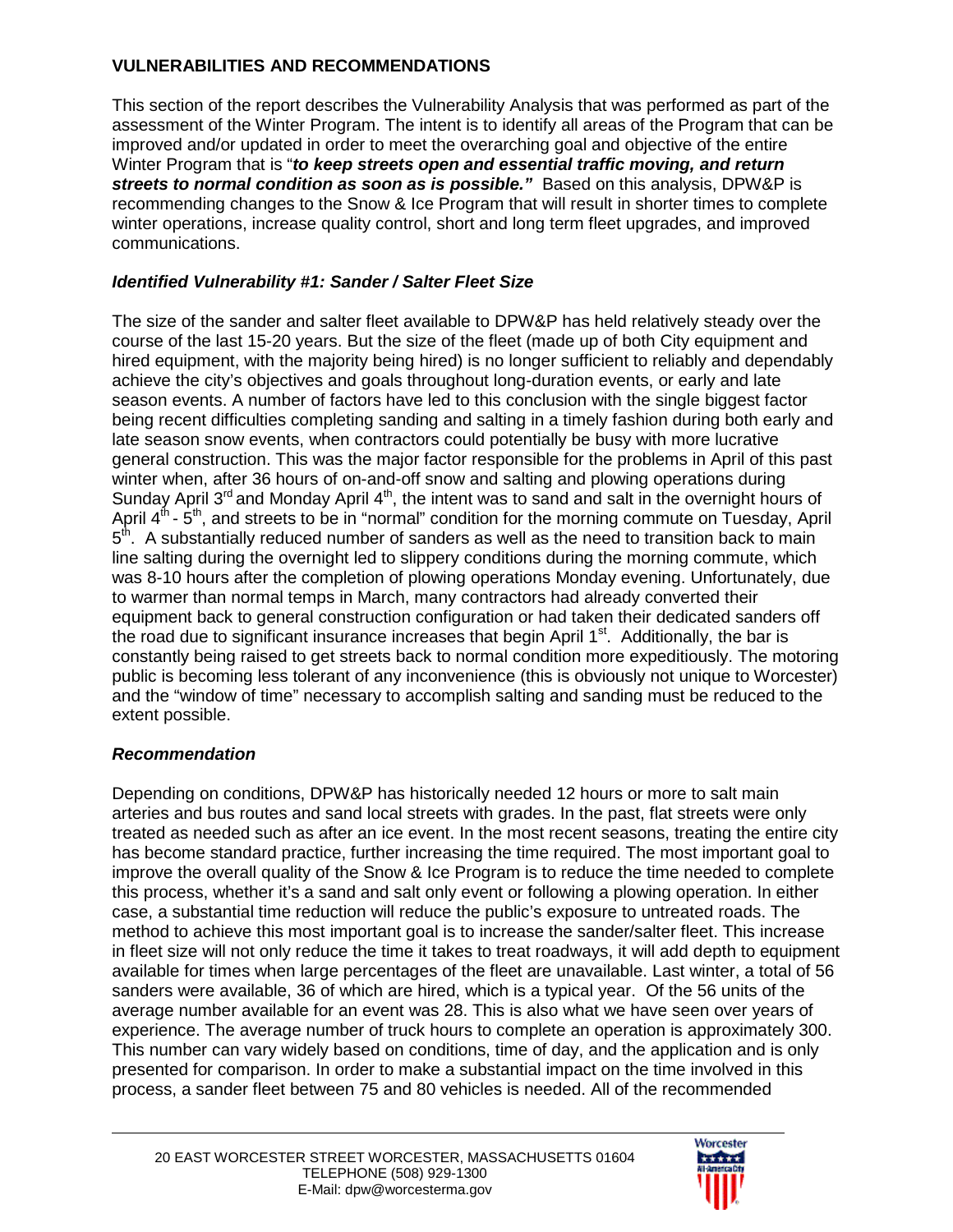## VULNERABILITIES AND RECOMMENDATIONS

This section of the report describes the Vulnerability Analysis that was performed as part of the assessment of the Winter Program. The intent is to identify all areas of the Program that can be improved and/or updated in order to meet the overarching goal and objective of the entire Winter Program that is "***to keep streets open and essential traffic moving, and return streets to normal condition as soon as is possible.***" Based on this analysis, DPW&P is recommending changes to the Snow & Ice Program that will result in shorter times to complete winter operations, increase quality control, short and long term fleet upgrades, and improved communications.

### *Identified Vulnerability #1: Sander / Salter Fleet Size*

The size of the sander and salter fleet available to DPW&P has held relatively steady over the course of the last 15-20 years. But the size of the fleet (made up of both City equipment and hired equipment, with the majority being hired) is no longer sufficient to reliably and dependably achieve the city's objectives and goals throughout long-duration events, or early and late season events. A number of factors have led to this conclusion with the single biggest factor being recent difficulties completing sanding and salting in a timely fashion during both early and late season snow events, when contractors could potentially be busy with more lucrative general construction. This was the major factor responsible for the problems in April of this past winter when, after 36 hours of on-and-off snow and salting and plowing operations during Sunday April 3rd and Monday April 4th, the intent was to sand and salt in the overnight hours of April 4th - 5th, and streets to be in "normal" condition for the morning commute on Tuesday, April 5th. A substantially reduced number of sanders as well as the need to transition back to main line salting during the overnight led to slippery conditions during the morning commute, which was 8-10 hours after the completion of plowing operations Monday evening. Unfortunately, due to warmer than normal temps in March, many contractors had already converted their equipment back to general construction configuration or had taken their dedicated sanders off the road due to significant insurance increases that begin April 1st. Additionally, the bar is constantly being raised to get streets back to normal condition more expeditiously. The motoring public is becoming less tolerant of any inconvenience (this is obviously not unique to Worcester) and the "window of time" necessary to accomplish salting and sanding must be reduced to the extent possible.

### *Recommendation*

Depending on conditions, DPW&P has historically needed 12 hours or more to salt main arteries and bus routes and sand local streets with grades. In the past, flat streets were only treated as needed such as after an ice event. In the most recent seasons, treating the entire city has become standard practice, further increasing the time required. The most important goal to improve the overall quality of the Snow & Ice Program is to reduce the time needed to complete this process, whether it's a sand and salt only event or following a plowing operation. In either case, a substantial time reduction will reduce the public's exposure to untreated roads. The method to achieve this most important goal is to increase the sander/salter fleet. This increase in fleet size will not only reduce the time it takes to treat roadways, it will add depth to equipment available for times when large percentages of the fleet are unavailable. Last winter, a total of 56 sanders were available, 36 of which are hired, which is a typical year. Of the 56 units of the average number available for an event was 28. This is also what we have seen over years of experience. The average number of truck hours to complete an operation is approximately 300. This number can vary widely based on conditions, time of day, and the application and is only presented for comparison. In order to make a substantial impact on the time involved in this process, a sander fleet between 75 and 80 vehicles is needed. All of the recommended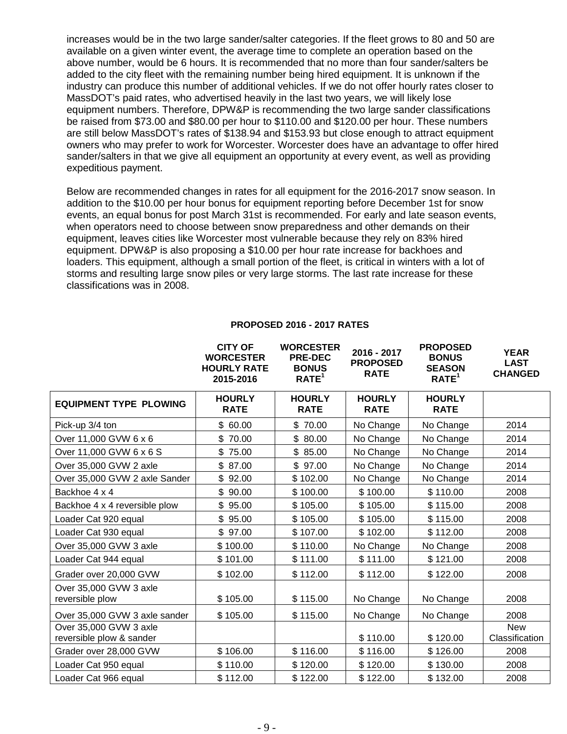increases would be in the two large sander/salter categories. If the fleet grows to 80 and 50 are available on a given winter event, the average time to complete an operation based on the above number, would be 6 hours. It is recommended that no more than four sander/salters be added to the city fleet with the remaining number being hired equipment. It is unknown if the industry can produce this number of additional vehicles. If we do not offer hourly rates closer to MassDOT's paid rates, who advertised heavily in the last two years, we will likely lose equipment numbers. Therefore, DPW&P is recommending the two large sander classifications be raised from $73.00 and $80.00 per hour to $110.00 and $120.00 per hour. These numbers are still below MassDOT's rates of $138.94 and $153.93 but close enough to attract equipment owners who may prefer to work for Worcester. Worcester does have an advantage to offer hired sander/salters in that we give all equipment an opportunity at every event, as well as providing expeditious payment.

Below are recommended changes in rates for all equipment for the 2016-2017 snow season. In addition to the $10.00 per hour bonus for equipment reporting before December 1st for snow events, an equal bonus for post March 31st is recommended. For early and late season events, when operators need to choose between snow preparedness and other demands on their equipment, leaves cities like Worcester most vulnerable because they rely on 83% hired equipment. DPW&P is also proposing a $10.00 per hour rate increase for backhoes and loaders. This equipment, although a small portion of the fleet, is critical in winters with a lot of storms and resulting large snow piles or very large storms. The last rate increase for these classifications was in 2008.

**PROPOSED 2016 - 2017 RATES**

| | CITY OF WORCESTER HOURLY RATE 2015-2016 | WORCESTER PRE-DEC BONUS RATE[1] | 2016 - 2017 PROPOSED RATE | PROPOSED BONUS SEASON RATE[1] | YEAR LAST CHANGED |
|---|---|---|---|---|---|
| **EQUIPMENT TYPE PLOWING** | **HOURLY RATE** | **HOURLY RATE** | **HOURLY RATE** | **HOURLY RATE** | |
| Pick-up 3/4 ton | $ 60.00 | $ 70.00 | No Change | No Change | 2014 |
| Over 11,000 GVW 6 x 6 | $ 70.00 | $ 80.00 | No Change | No Change | 2014 |
| Over 11,000 GVW 6 x 6 S | $ 75.00 | $ 85.00 | No Change | No Change | 2014 |
| Over 35,000 GVW 2 axle | $ 87.00 | $ 97.00 | No Change | No Change | 2014 |
| Over 35,000 GVW 2 axle Sander | $ 92.00 | $ 102.00 | No Change | No Change | 2014 |
| Backhoe 4 x 4 | $ 90.00 | $ 100.00 | $ 100.00 | $ 110.00 | 2008 |
| Backhoe 4 x 4 reversible plow | $ 95.00 | $ 105.00 | $ 105.00 | $ 115.00 | 2008 |
| Loader Cat 920 equal | $ 95.00 | $ 105.00 | $ 105.00 | $ 115.00 | 2008 |
| Loader Cat 930 equal | $ 97.00 | $ 107.00 | $ 102.00 | $ 112.00 | 2008 |
| Over 35,000 GVW 3 axle | $ 100.00 | $ 110.00 | No Change | No Change | 2008 |
| Loader Cat 944 equal | $ 101.00 | $ 111.00 | $ 111.00 | $ 121.00 | 2008 |
| Grader over 20,000 GVW | $ 102.00 | $ 112.00 | $ 112.00 | $ 122.00 | 2008 |
| Over 35,000 GVW 3 axle reversible plow | $ 105.00 | $ 115.00 | No Change | No Change | 2008 |
| Over 35,000 GVW 3 axle sander | $ 105.00 | $ 115.00 | No Change | No Change | 2008 |
| Over 35,000 GVW 3 axle reversible plow & sander | | | $ 110.00 | $ 120.00 | New Classification |
| Grader over 28,000 GVW | $ 106.00 | $ 116.00 | $ 116.00 | $ 126.00 | 2008 |
| Loader Cat 950 equal | $ 110.00 | $ 120.00 | $ 120.00 | $ 130.00 | 2008 |
| Loader Cat 966 equal | $ 112.00 | $ 122.00 | $ 122.00 | $ 132.00 | 2008 |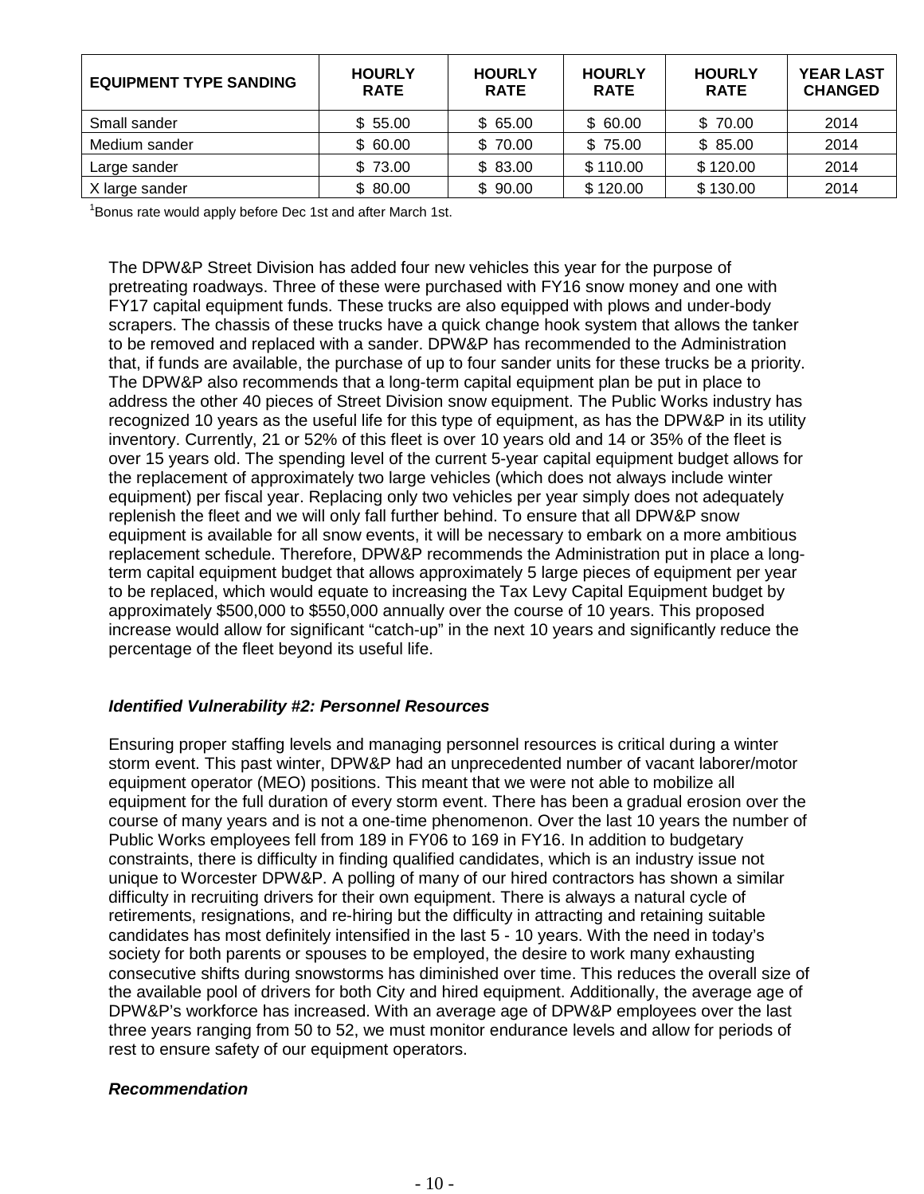| EQUIPMENT TYPE SANDING | HOURLY RATE | HOURLY RATE | HOURLY RATE | HOURLY RATE | YEAR LAST CHANGED |
|---|---|---|---|---|---|
| Small sander | $ 55.00 | $ 65.00 | $ 60.00 | $ 70.00 | 2014 |
| Medium sander | $ 60.00 | $ 70.00 | $ 75.00 | $ 85.00 | 2014 |
| Large sander | $ 73.00 | $ 83.00 | $ 110.00 | $ 120.00 | 2014 |
| X large sander | $ 80.00 | $ 90.00 | $ 120.00 | $ 130.00 | 2014 |

[1]Bonus rate would apply before Dec 1st and after March 1st.

The DPW&P Street Division has added four new vehicles this year for the purpose of pretreating roadways. Three of these were purchased with FY16 snow money and one with FY17 capital equipment funds. These trucks are also equipped with plows and under-body scrapers. The chassis of these trucks have a quick change hook system that allows the tanker to be removed and replaced with a sander. DPW&P has recommended to the Administration that, if funds are available, the purchase of up to four sander units for these trucks be a priority. The DPW&P also recommends that a long-term capital equipment plan be put in place to address the other 40 pieces of Street Division snow equipment. The Public Works industry has recognized 10 years as the useful life for this type of equipment, as has the DPW&P in its utility inventory. Currently, 21 or 52% of this fleet is over 10 years old and 14 or 35% of the fleet is over 15 years old. The spending level of the current 5-year capital equipment budget allows for the replacement of approximately two large vehicles (which does not always include winter equipment) per fiscal year. Replacing only two vehicles per year simply does not adequately replenish the fleet and we will only fall further behind. To ensure that all DPW&P snow equipment is available for all snow events, it will be necessary to embark on a more ambitious replacement schedule. Therefore, DPW&P recommends the Administration put in place a long-term capital equipment budget that allows approximately 5 large pieces of equipment per year to be replaced, which would equate to increasing the Tax Levy Capital Equipment budget by approximately $500,000 to $550,000 annually over the course of 10 years. This proposed increase would allow for significant "catch-up" in the next 10 years and significantly reduce the percentage of the fleet beyond its useful life.

***Identified Vulnerability #2: Personnel Resources***

Ensuring proper staffing levels and managing personnel resources is critical during a winter storm event. This past winter, DPW&P had an unprecedented number of vacant laborer/motor equipment operator (MEO) positions. This meant that we were not able to mobilize all equipment for the full duration of every storm event. There has been a gradual erosion over the course of many years and is not a one-time phenomenon. Over the last 10 years the number of Public Works employees fell from 189 in FY06 to 169 in FY16. In addition to budgetary constraints, there is difficulty in finding qualified candidates, which is an industry issue not unique to Worcester DPW&P. A polling of many of our hired contractors has shown a similar difficulty in recruiting drivers for their own equipment. There is always a natural cycle of retirements, resignations, and re-hiring but the difficulty in attracting and retaining suitable candidates has most definitely intensified in the last 5 - 10 years. With the need in today's society for both parents or spouses to be employed, the desire to work many exhausting consecutive shifts during snowstorms has diminished over time. This reduces the overall size of the available pool of drivers for both City and hired equipment. Additionally, the average age of DPW&P's workforce has increased. With an average age of DPW&P employees over the last three years ranging from 50 to 52, we must monitor endurance levels and allow for periods of rest to ensure safety of our equipment operators.

***Recommendation***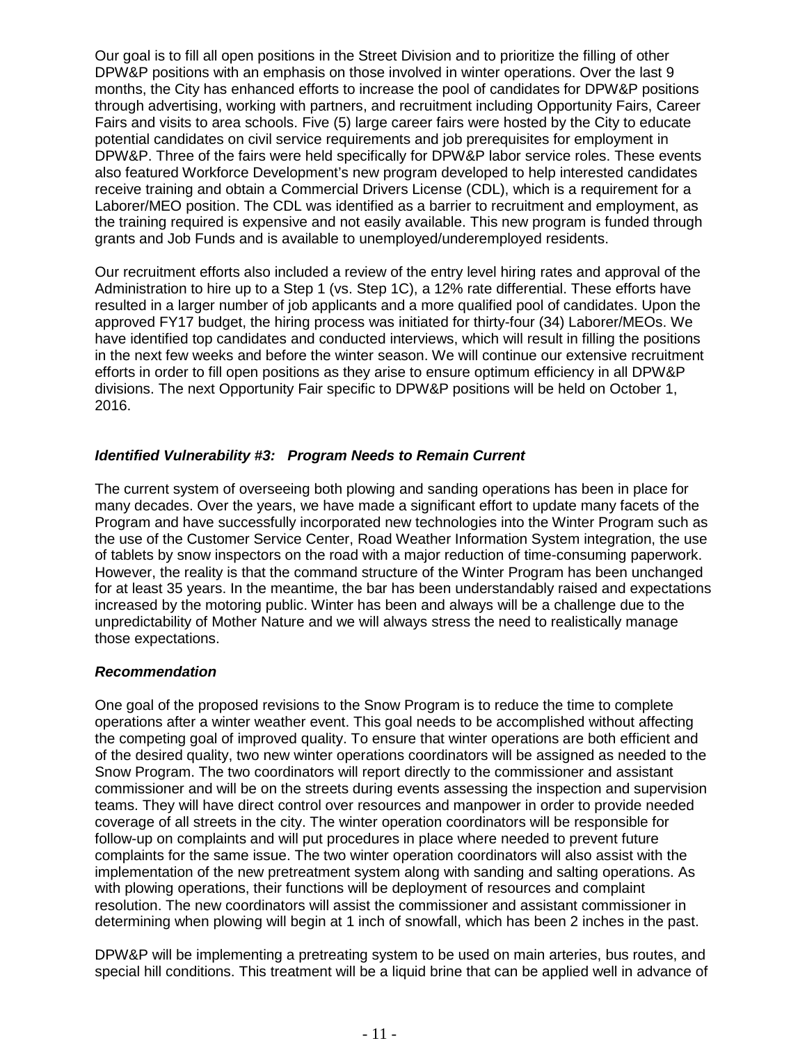Our goal is to fill all open positions in the Street Division and to prioritize the filling of other DPW&P positions with an emphasis on those involved in winter operations. Over the last 9 months, the City has enhanced efforts to increase the pool of candidates for DPW&P positions through advertising, working with partners, and recruitment including Opportunity Fairs, Career Fairs and visits to area schools. Five (5) large career fairs were hosted by the City to educate potential candidates on civil service requirements and job prerequisites for employment in DPW&P. Three of the fairs were held specifically for DPW&P labor service roles. These events also featured Workforce Development's new program developed to help interested candidates receive training and obtain a Commercial Drivers License (CDL), which is a requirement for a Laborer/MEO position. The CDL was identified as a barrier to recruitment and employment, as the training required is expensive and not easily available. This new program is funded through grants and Job Funds and is available to unemployed/underemployed residents.

Our recruitment efforts also included a review of the entry level hiring rates and approval of the Administration to hire up to a Step 1 (vs. Step 1C), a 12% rate differential. These efforts have resulted in a larger number of job applicants and a more qualified pool of candidates. Upon the approved FY17 budget, the hiring process was initiated for thirty-four (34) Laborer/MEOs. We have identified top candidates and conducted interviews, which will result in filling the positions in the next few weeks and before the winter season. We will continue our extensive recruitment efforts in order to fill open positions as they arise to ensure optimum efficiency in all DPW&P divisions. The next Opportunity Fair specific to DPW&P positions will be held on October 1, 2016.

### *Identified Vulnerability #3: Program Needs to Remain Current*

The current system of overseeing both plowing and sanding operations has been in place for many decades. Over the years, we have made a significant effort to update many facets of the Program and have successfully incorporated new technologies into the Winter Program such as the use of the Customer Service Center, Road Weather Information System integration, the use of tablets by snow inspectors on the road with a major reduction of time-consuming paperwork. However, the reality is that the command structure of the Winter Program has been unchanged for at least 35 years. In the meantime, the bar has been understandably raised and expectations increased by the motoring public. Winter has been and always will be a challenge due to the unpredictability of Mother Nature and we will always stress the need to realistically manage those expectations.

### *Recommendation*

One goal of the proposed revisions to the Snow Program is to reduce the time to complete operations after a winter weather event. This goal needs to be accomplished without affecting the competing goal of improved quality. To ensure that winter operations are both efficient and of the desired quality, two new winter operations coordinators will be assigned as needed to the Snow Program. The two coordinators will report directly to the commissioner and assistant commissioner and will be on the streets during events assessing the inspection and supervision teams. They will have direct control over resources and manpower in order to provide needed coverage of all streets in the city. The winter operation coordinators will be responsible for follow-up on complaints and will put procedures in place where needed to prevent future complaints for the same issue. The two winter operation coordinators will also assist with the implementation of the new pretreatment system along with sanding and salting operations. As with plowing operations, their functions will be deployment of resources and complaint resolution. The new coordinators will assist the commissioner and assistant commissioner in determining when plowing will begin at 1 inch of snowfall, which has been 2 inches in the past.

DPW&P will be implementing a pretreating system to be used on main arteries, bus routes, and special hill conditions. This treatment will be a liquid brine that can be applied well in advance of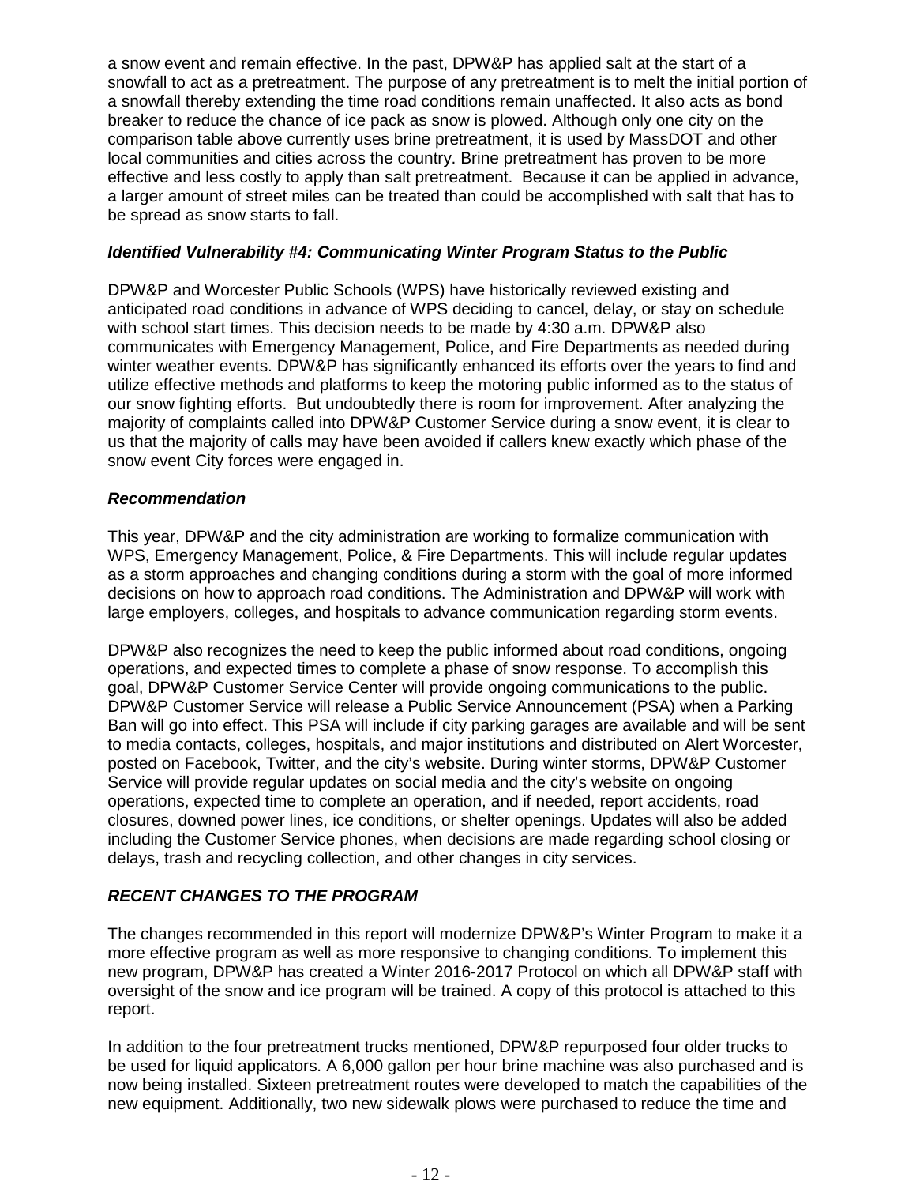a snow event and remain effective. In the past, DPW&P has applied salt at the start of a snowfall to act as a pretreatment. The purpose of any pretreatment is to melt the initial portion of a snowfall thereby extending the time road conditions remain unaffected. It also acts as bond breaker to reduce the chance of ice pack as snow is plowed. Although only one city on the comparison table above currently uses brine pretreatment, it is used by MassDOT and other local communities and cities across the country. Brine pretreatment has proven to be more effective and less costly to apply than salt pretreatment. Because it can be applied in advance, a larger amount of street miles can be treated than could be accomplished with salt that has to be spread as snow starts to fall.

### *Identified Vulnerability #4: Communicating Winter Program Status to the Public*

DPW&P and Worcester Public Schools (WPS) have historically reviewed existing and anticipated road conditions in advance of WPS deciding to cancel, delay, or stay on schedule with school start times. This decision needs to be made by 4:30 a.m. DPW&P also communicates with Emergency Management, Police, and Fire Departments as needed during winter weather events. DPW&P has significantly enhanced its efforts over the years to find and utilize effective methods and platforms to keep the motoring public informed as to the status of our snow fighting efforts. But undoubtedly there is room for improvement. After analyzing the majority of complaints called into DPW&P Customer Service during a snow event, it is clear to us that the majority of calls may have been avoided if callers knew exactly which phase of the snow event City forces were engaged in.

### *Recommendation*

This year, DPW&P and the city administration are working to formalize communication with WPS, Emergency Management, Police, & Fire Departments. This will include regular updates as a storm approaches and changing conditions during a storm with the goal of more informed decisions on how to approach road conditions. The Administration and DPW&P will work with large employers, colleges, and hospitals to advance communication regarding storm events.

DPW&P also recognizes the need to keep the public informed about road conditions, ongoing operations, and expected times to complete a phase of snow response. To accomplish this goal, DPW&P Customer Service Center will provide ongoing communications to the public. DPW&P Customer Service will release a Public Service Announcement (PSA) when a Parking Ban will go into effect. This PSA will include if city parking garages are available and will be sent to media contacts, colleges, hospitals, and major institutions and distributed on Alert Worcester, posted on Facebook, Twitter, and the city's website. During winter storms, DPW&P Customer Service will provide regular updates on social media and the city's website on ongoing operations, expected time to complete an operation, and if needed, report accidents, road closures, downed power lines, ice conditions, or shelter openings. Updates will also be added including the Customer Service phones, when decisions are made regarding school closing or delays, trash and recycling collection, and other changes in city services.

## *RECENT CHANGES TO THE PROGRAM*

The changes recommended in this report will modernize DPW&P's Winter Program to make it a more effective program as well as more responsive to changing conditions. To implement this new program, DPW&P has created a Winter 2016-2017 Protocol on which all DPW&P staff with oversight of the snow and ice program will be trained. A copy of this protocol is attached to this report.

In addition to the four pretreatment trucks mentioned, DPW&P repurposed four older trucks to be used for liquid applicators. A 6,000 gallon per hour brine machine was also purchased and is now being installed. Sixteen pretreatment routes were developed to match the capabilities of the new equipment. Additionally, two new sidewalk plows were purchased to reduce the time and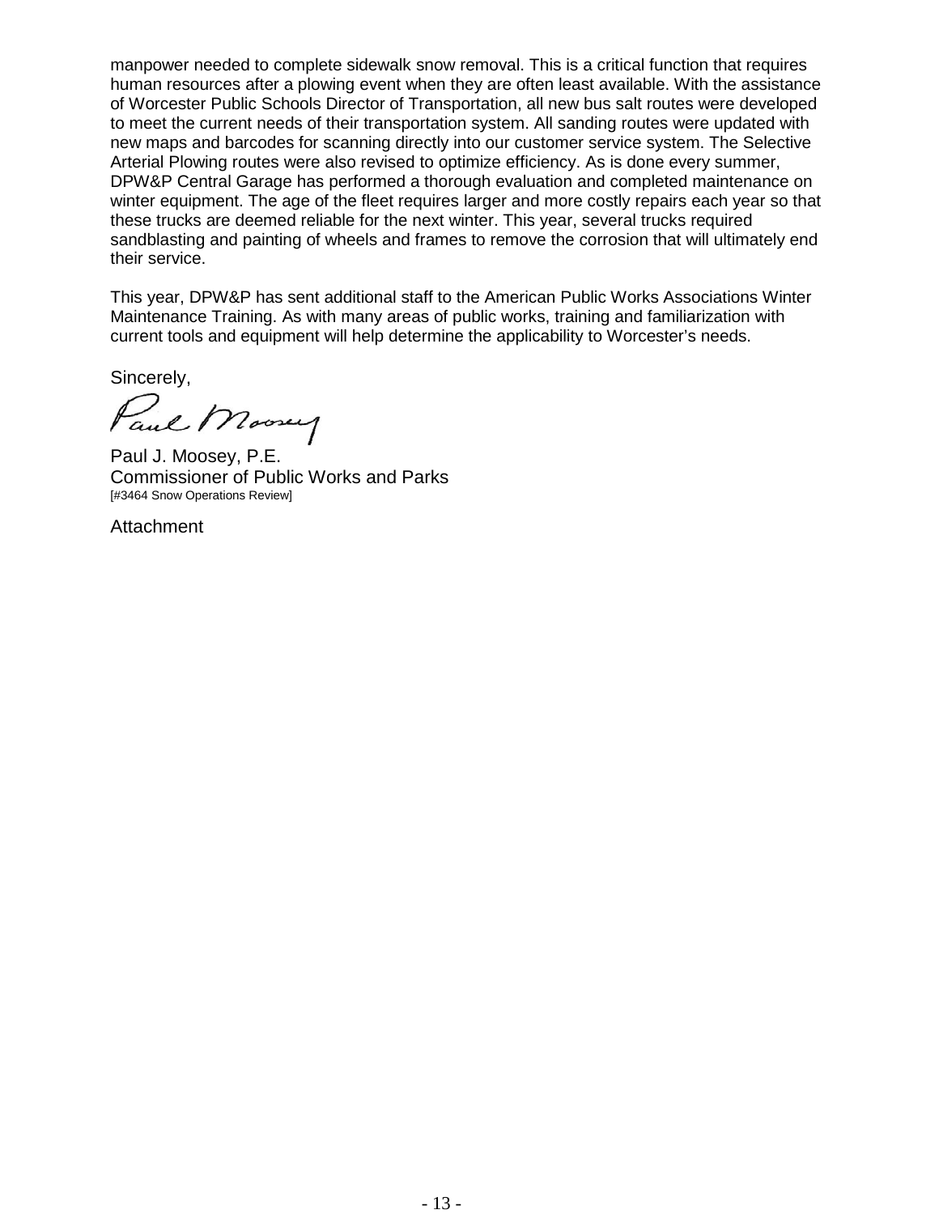manpower needed to complete sidewalk snow removal. This is a critical function that requires human resources after a plowing event when they are often least available. With the assistance of Worcester Public Schools Director of Transportation, all new bus salt routes were developed to meet the current needs of their transportation system. All sanding routes were updated with new maps and barcodes for scanning directly into our customer service system. The Selective Arterial Plowing routes were also revised to optimize efficiency. As is done every summer, DPW&P Central Garage has performed a thorough evaluation and completed maintenance on winter equipment. The age of the fleet requires larger and more costly repairs each year so that these trucks are deemed reliable for the next winter. This year, several trucks required sandblasting and painting of wheels and frames to remove the corrosion that will ultimately end their service.

This year, DPW&P has sent additional staff to the American Public Works Associations Winter Maintenance Training. As with many areas of public works, training and familiarization with current tools and equipment will help determine the applicability to Worcester's needs.

Sincerely,

Paul J. Moosey, P.E.
Commissioner of Public Works and Parks
[#3464 Snow Operations Review]

Attachment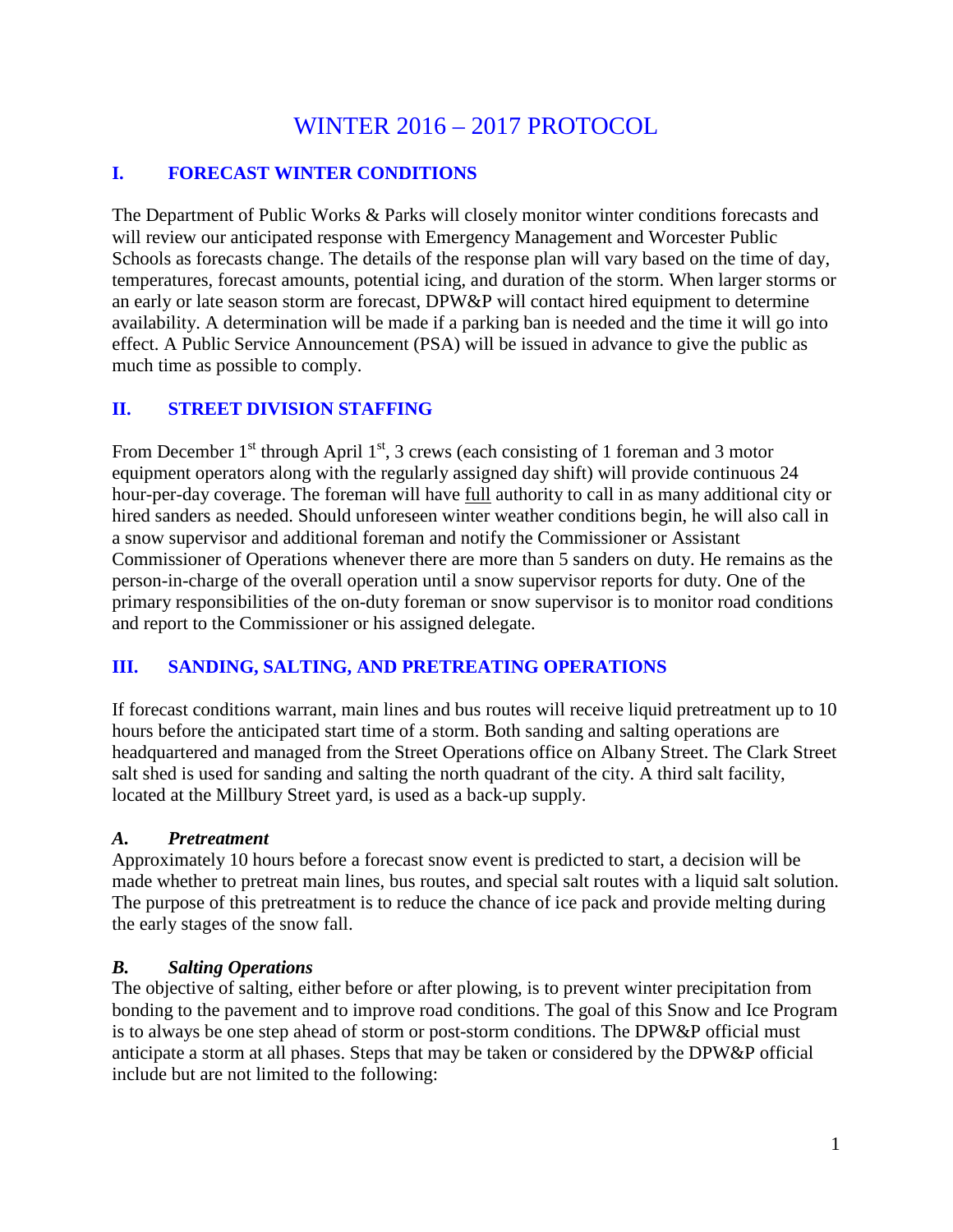# WINTER 2016 – 2017 PROTOCOL

## I. FORECAST WINTER CONDITIONS

The Department of Public Works & Parks will closely monitor winter conditions forecasts and will review our anticipated response with Emergency Management and Worcester Public Schools as forecasts change. The details of the response plan will vary based on the time of day, temperatures, forecast amounts, potential icing, and duration of the storm. When larger storms or an early or late season storm are forecast, DPW&P will contact hired equipment to determine availability. A determination will be made if a parking ban is needed and the time it will go into effect. A Public Service Announcement (PSA) will be issued in advance to give the public as much time as possible to comply.

## II. STREET DIVISION STAFFING

From December 1st through April 1st, 3 crews (each consisting of 1 foreman and 3 motor equipment operators along with the regularly assigned day shift) will provide continuous 24 hour-per-day coverage. The foreman will have full authority to call in as many additional city or hired sanders as needed. Should unforeseen winter weather conditions begin, he will also call in a snow supervisor and additional foreman and notify the Commissioner or Assistant Commissioner of Operations whenever there are more than 5 sanders on duty. He remains as the person-in-charge of the overall operation until a snow supervisor reports for duty. One of the primary responsibilities of the on-duty foreman or snow supervisor is to monitor road conditions and report to the Commissioner or his assigned delegate.

## III. SANDING, SALTING, AND PRETREATING OPERATIONS

If forecast conditions warrant, main lines and bus routes will receive liquid pretreatment up to 10 hours before the anticipated start time of a storm. Both sanding and salting operations are headquartered and managed from the Street Operations office on Albany Street. The Clark Street salt shed is used for sanding and salting the north quadrant of the city. A third salt facility, located at the Millbury Street yard, is used as a back-up supply.

### *A. Pretreatment*

Approximately 10 hours before a forecast snow event is predicted to start, a decision will be made whether to pretreat main lines, bus routes, and special salt routes with a liquid salt solution. The purpose of this pretreatment is to reduce the chance of ice pack and provide melting during the early stages of the snow fall.

### *B. Salting Operations*

The objective of salting, either before or after plowing, is to prevent winter precipitation from bonding to the pavement and to improve road conditions. The goal of this Snow and Ice Program is to always be one step ahead of storm or post-storm conditions. The DPW&P official must anticipate a storm at all phases. Steps that may be taken or considered by the DPW&P official include but are not limited to the following: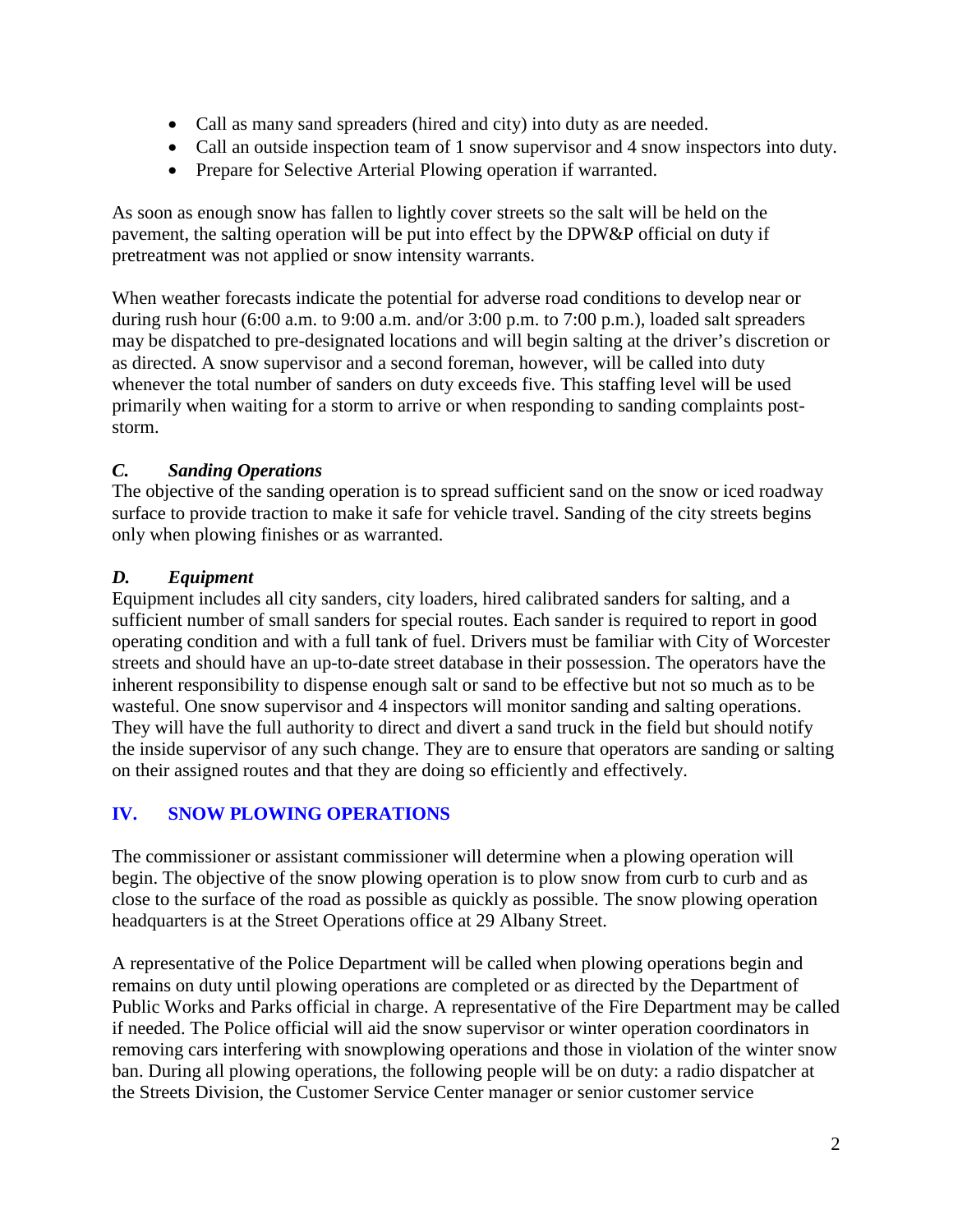- Call as many sand spreaders (hired and city) into duty as are needed.
- Call an outside inspection team of 1 snow supervisor and 4 snow inspectors into duty.
- Prepare for Selective Arterial Plowing operation if warranted.

As soon as enough snow has fallen to lightly cover streets so the salt will be held on the pavement, the salting operation will be put into effect by the DPW&P official on duty if pretreatment was not applied or snow intensity warrants.

When weather forecasts indicate the potential for adverse road conditions to develop near or during rush hour (6:00 a.m. to 9:00 a.m. and/or 3:00 p.m. to 7:00 p.m.), loaded salt spreaders may be dispatched to pre-designated locations and will begin salting at the driver's discretion or as directed. A snow supervisor and a second foreman, however, will be called into duty whenever the total number of sanders on duty exceeds five. This staffing level will be used primarily when waiting for a storm to arrive or when responding to sanding complaints post-storm.

### *C. Sanding Operations*

The objective of the sanding operation is to spread sufficient sand on the snow or iced roadway surface to provide traction to make it safe for vehicle travel. Sanding of the city streets begins only when plowing finishes or as warranted.

### *D. Equipment*

Equipment includes all city sanders, city loaders, hired calibrated sanders for salting, and a sufficient number of small sanders for special routes. Each sander is required to report in good operating condition and with a full tank of fuel. Drivers must be familiar with City of Worcester streets and should have an up-to-date street database in their possession. The operators have the inherent responsibility to dispense enough salt or sand to be effective but not so much as to be wasteful. One snow supervisor and 4 inspectors will monitor sanding and salting operations. They will have the full authority to direct and divert a sand truck in the field but should notify the inside supervisor of any such change. They are to ensure that operators are sanding or salting on their assigned routes and that they are doing so efficiently and effectively.

## IV. SNOW PLOWING OPERATIONS

The commissioner or assistant commissioner will determine when a plowing operation will begin. The objective of the snow plowing operation is to plow snow from curb to curb and as close to the surface of the road as possible as quickly as possible. The snow plowing operation headquarters is at the Street Operations office at 29 Albany Street.

A representative of the Police Department will be called when plowing operations begin and remains on duty until plowing operations are completed or as directed by the Department of Public Works and Parks official in charge. A representative of the Fire Department may be called if needed. The Police official will aid the snow supervisor or winter operation coordinators in removing cars interfering with snowplowing operations and those in violation of the winter snow ban. During all plowing operations, the following people will be on duty: a radio dispatcher at the Streets Division, the Customer Service Center manager or senior customer service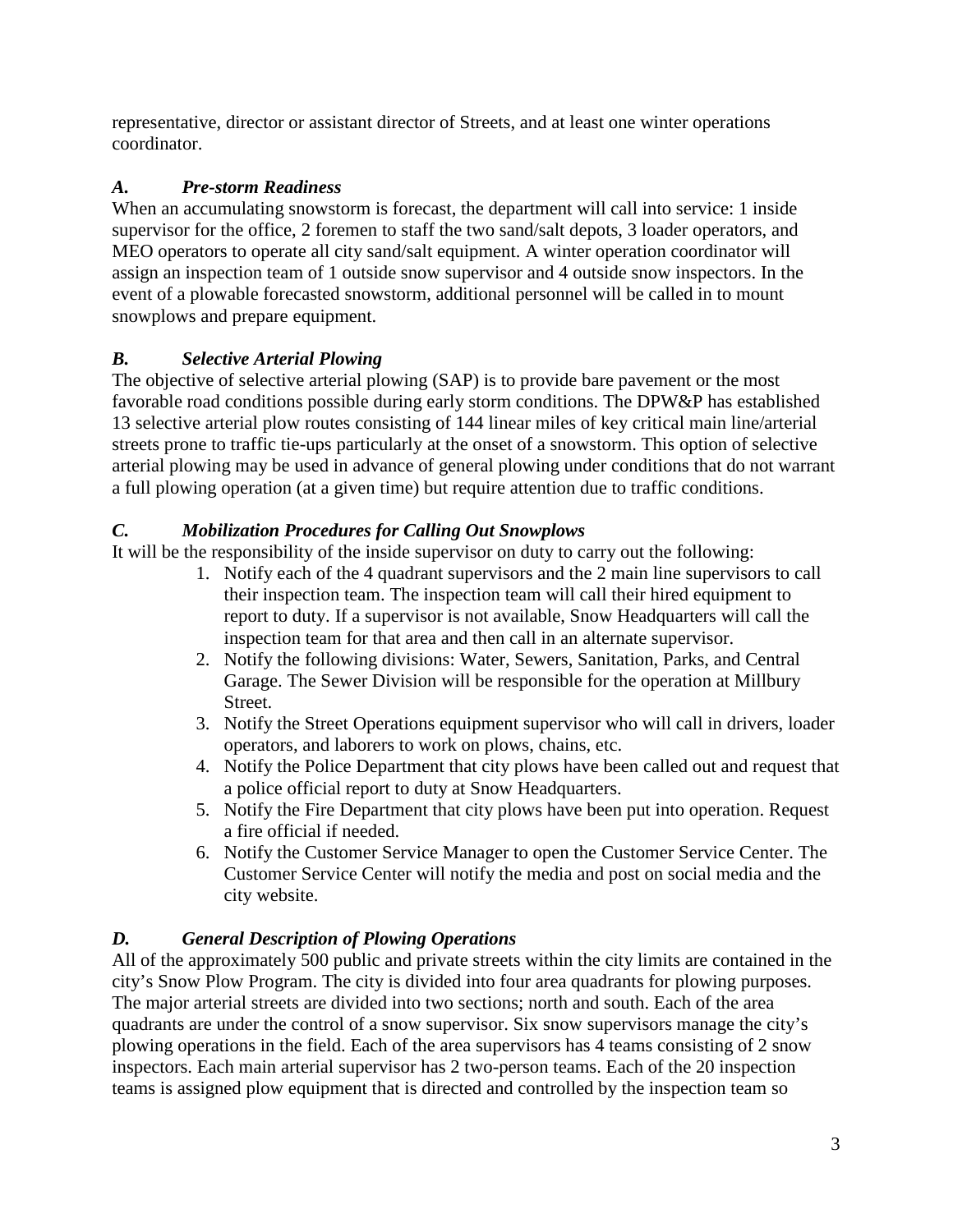representative, director or assistant director of Streets, and at least one winter operations coordinator.

### *A. Pre-storm Readiness*

When an accumulating snowstorm is forecast, the department will call into service: 1 inside supervisor for the office, 2 foremen to staff the two sand/salt depots, 3 loader operators, and MEO operators to operate all city sand/salt equipment. A winter operation coordinator will assign an inspection team of 1 outside snow supervisor and 4 outside snow inspectors. In the event of a plowable forecasted snowstorm, additional personnel will be called in to mount snowplows and prepare equipment.

### *B. Selective Arterial Plowing*

The objective of selective arterial plowing (SAP) is to provide bare pavement or the most favorable road conditions possible during early storm conditions. The DPW&P has established 13 selective arterial plow routes consisting of 144 linear miles of key critical main line/arterial streets prone to traffic tie-ups particularly at the onset of a snowstorm. This option of selective arterial plowing may be used in advance of general plowing under conditions that do not warrant a full plowing operation (at a given time) but require attention due to traffic conditions.

### *C. Mobilization Procedures for Calling Out Snowplows*

It will be the responsibility of the inside supervisor on duty to carry out the following:

1. Notify each of the 4 quadrant supervisors and the 2 main line supervisors to call their inspection team. The inspection team will call their hired equipment to report to duty. If a supervisor is not available, Snow Headquarters will call the inspection team for that area and then call in an alternate supervisor.
2. Notify the following divisions: Water, Sewers, Sanitation, Parks, and Central Garage. The Sewer Division will be responsible for the operation at Millbury Street.
3. Notify the Street Operations equipment supervisor who will call in drivers, loader operators, and laborers to work on plows, chains, etc.
4. Notify the Police Department that city plows have been called out and request that a police official report to duty at Snow Headquarters.
5. Notify the Fire Department that city plows have been put into operation. Request a fire official if needed.
6. Notify the Customer Service Manager to open the Customer Service Center. The Customer Service Center will notify the media and post on social media and the city website.

### *D. General Description of Plowing Operations*

All of the approximately 500 public and private streets within the city limits are contained in the city's Snow Plow Program. The city is divided into four area quadrants for plowing purposes. The major arterial streets are divided into two sections; north and south. Each of the area quadrants are under the control of a snow supervisor. Six snow supervisors manage the city's plowing operations in the field. Each of the area supervisors has 4 teams consisting of 2 snow inspectors. Each main arterial supervisor has 2 two-person teams. Each of the 20 inspection teams is assigned plow equipment that is directed and controlled by the inspection team so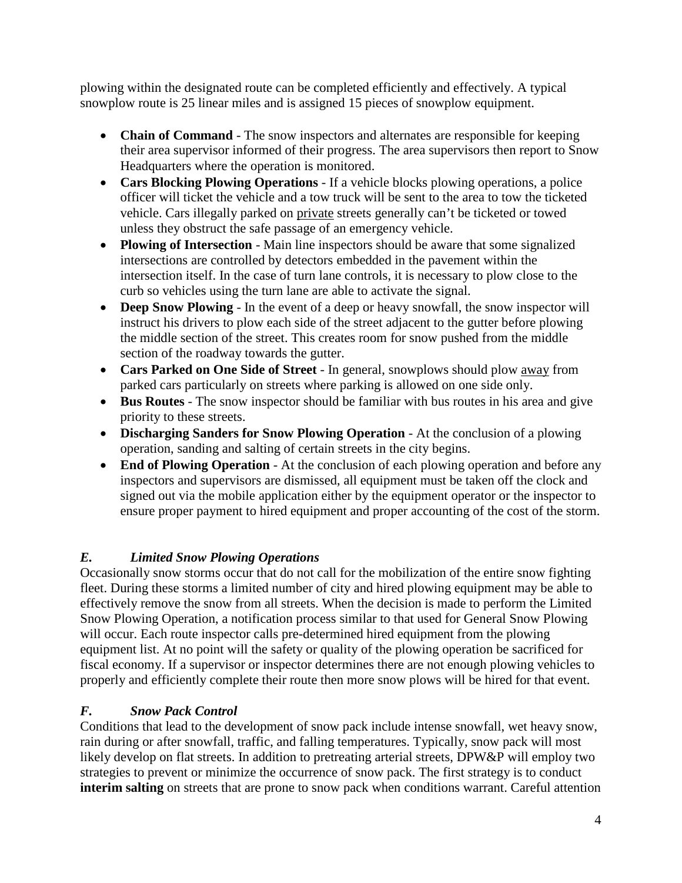plowing within the designated route can be completed efficiently and effectively. A typical snowplow route is 25 linear miles and is assigned 15 pieces of snowplow equipment.

- **Chain of Command** - The snow inspectors and alternates are responsible for keeping their area supervisor informed of their progress. The area supervisors then report to Snow Headquarters where the operation is monitored.
- **Cars Blocking Plowing Operations** - If a vehicle blocks plowing operations, a police officer will ticket the vehicle and a tow truck will be sent to the area to tow the ticketed vehicle. Cars illegally parked on <u>private</u> streets generally can't be ticketed or towed unless they obstruct the safe passage of an emergency vehicle.
- **Plowing of Intersection** - Main line inspectors should be aware that some signalized intersections are controlled by detectors embedded in the pavement within the intersection itself. In the case of turn lane controls, it is necessary to plow close to the curb so vehicles using the turn lane are able to activate the signal.
- **Deep Snow Plowing** - In the event of a deep or heavy snowfall, the snow inspector will instruct his drivers to plow each side of the street adjacent to the gutter before plowing the middle section of the street. This creates room for snow pushed from the middle section of the roadway towards the gutter.
- **Cars Parked on One Side of Street** - In general, snowplows should plow <u>away</u> from parked cars particularly on streets where parking is allowed on one side only.
- **Bus Routes** - The snow inspector should be familiar with bus routes in his area and give priority to these streets.
- **Discharging Sanders for Snow Plowing Operation** - At the conclusion of a plowing operation, sanding and salting of certain streets in the city begins.
- **End of Plowing Operation** - At the conclusion of each plowing operation and before any inspectors and supervisors are dismissed, all equipment must be taken off the clock and signed out via the mobile application either by the equipment operator or the inspector to ensure proper payment to hired equipment and proper accounting of the cost of the storm.

### *E. Limited Snow Plowing Operations*

Occasionally snow storms occur that do not call for the mobilization of the entire snow fighting fleet. During these storms a limited number of city and hired plowing equipment may be able to effectively remove the snow from all streets. When the decision is made to perform the Limited Snow Plowing Operation, a notification process similar to that used for General Snow Plowing will occur. Each route inspector calls pre-determined hired equipment from the plowing equipment list. At no point will the safety or quality of the plowing operation be sacrificed for fiscal economy. If a supervisor or inspector determines there are not enough plowing vehicles to properly and efficiently complete their route then more snow plows will be hired for that event.

### *F. Snow Pack Control*

Conditions that lead to the development of snow pack include intense snowfall, wet heavy snow, rain during or after snowfall, traffic, and falling temperatures. Typically, snow pack will most likely develop on flat streets. In addition to pretreating arterial streets, DPW&P will employ two strategies to prevent or minimize the occurrence of snow pack. The first strategy is to conduct **interim salting** on streets that are prone to snow pack when conditions warrant. Careful attention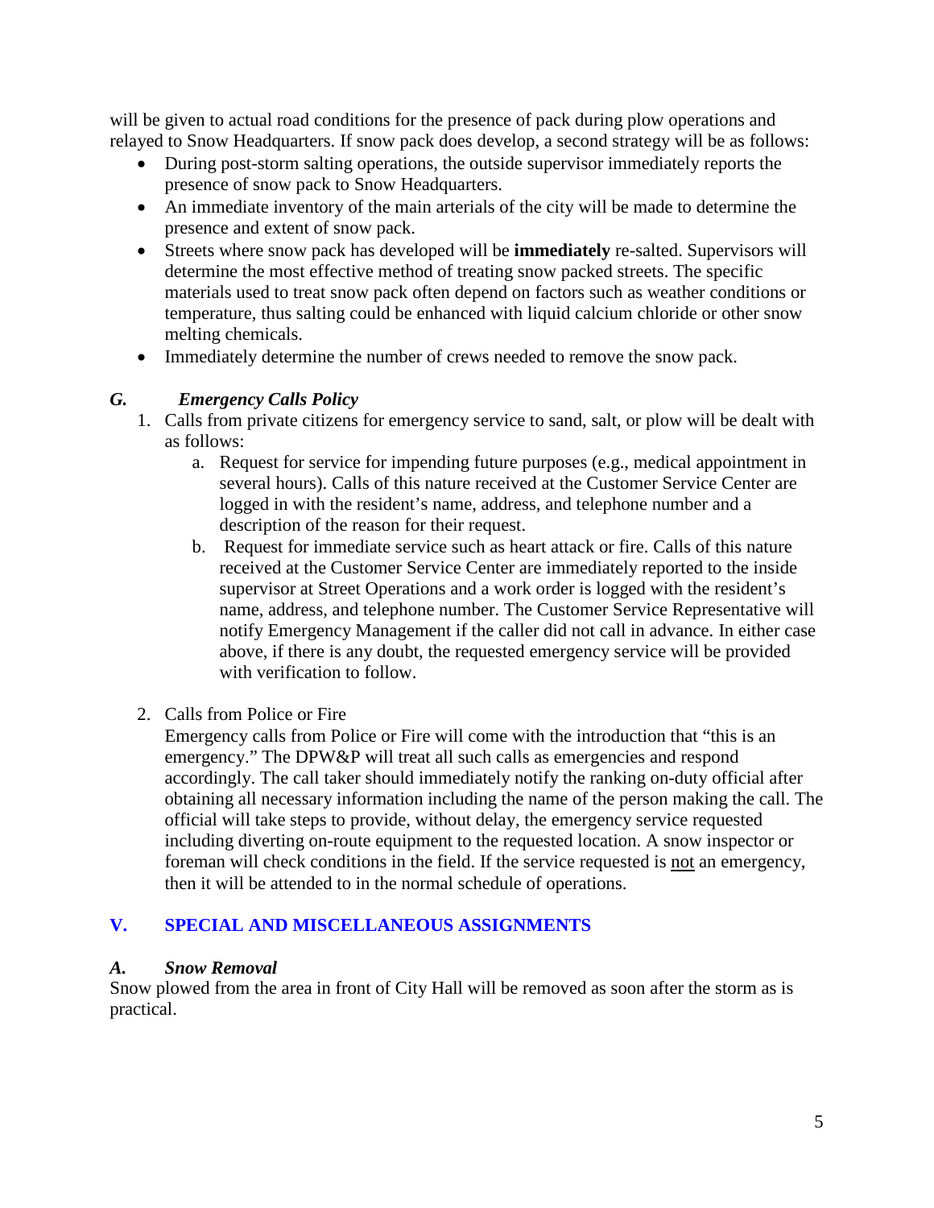will be given to actual road conditions for the presence of pack during plow operations and relayed to Snow Headquarters. If snow pack does develop, a second strategy will be as follows:

- During post-storm salting operations, the outside supervisor immediately reports the presence of snow pack to Snow Headquarters.
- An immediate inventory of the main arterials of the city will be made to determine the presence and extent of snow pack.
- Streets where snow pack has developed will be **immediately** re-salted. Supervisors will determine the most effective method of treating snow packed streets. The specific materials used to treat snow pack often depend on factors such as weather conditions or temperature, thus salting could be enhanced with liquid calcium chloride or other snow melting chemicals.
- Immediately determine the number of crews needed to remove the snow pack.

### *G. Emergency Calls Policy*

1. Calls from private citizens for emergency service to sand, salt, or plow will be dealt with as follows:
   a. Request for service for impending future purposes (e.g., medical appointment in several hours). Calls of this nature received at the Customer Service Center are logged in with the resident's name, address, and telephone number and a description of the reason for their request.
   b. Request for immediate service such as heart attack or fire. Calls of this nature received at the Customer Service Center are immediately reported to the inside supervisor at Street Operations and a work order is logged with the resident's name, address, and telephone number. The Customer Service Representative will notify Emergency Management if the caller did not call in advance. In either case above, if there is any doubt, the requested emergency service will be provided with verification to follow.

2. Calls from Police or Fire

   Emergency calls from Police or Fire will come with the introduction that "this is an emergency." The DPW&P will treat all such calls as emergencies and respond accordingly. The call taker should immediately notify the ranking on-duty official after obtaining all necessary information including the name of the person making the call. The official will take steps to provide, without delay, the emergency service requested including diverting on-route equipment to the requested location. A snow inspector or foreman will check conditions in the field. If the service requested is <u>not</u> an emergency, then it will be attended to in the normal schedule of operations.

## V. SPECIAL AND MISCELLANEOUS ASSIGNMENTS

### *A. Snow Removal*

Snow plowed from the area in front of City Hall will be removed as soon after the storm as is practical.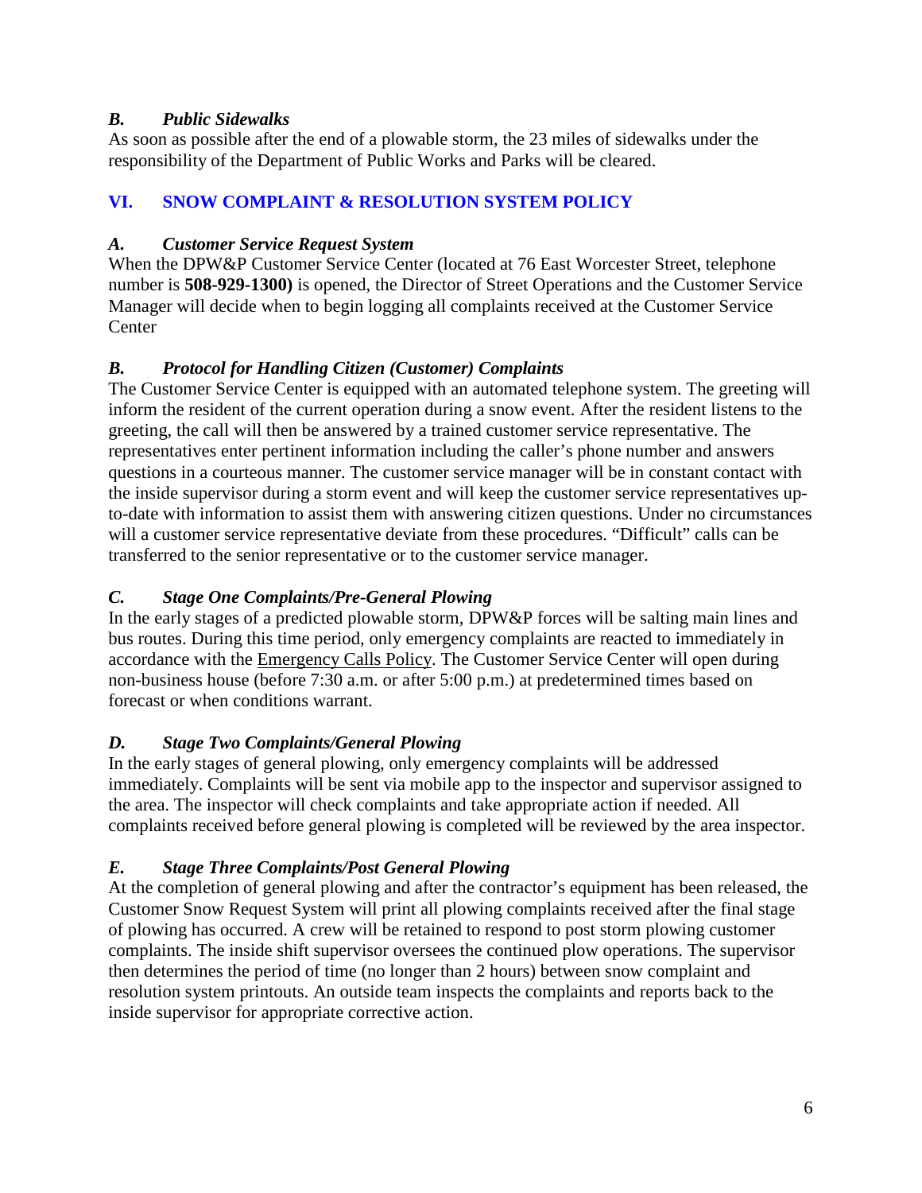### *B. Public Sidewalks*

As soon as possible after the end of a plowable storm, the 23 miles of sidewalks under the responsibility of the Department of Public Works and Parks will be cleared.

## VI. SNOW COMPLAINT & RESOLUTION SYSTEM POLICY

### *A. Customer Service Request System*

When the DPW&P Customer Service Center (located at 76 East Worcester Street, telephone number is **508-929-1300)** is opened, the Director of Street Operations and the Customer Service Manager will decide when to begin logging all complaints received at the Customer Service Center

### *B. Protocol for Handling Citizen (Customer) Complaints*

The Customer Service Center is equipped with an automated telephone system. The greeting will inform the resident of the current operation during a snow event. After the resident listens to the greeting, the call will then be answered by a trained customer service representative. The representatives enter pertinent information including the caller's phone number and answers questions in a courteous manner. The customer service manager will be in constant contact with the inside supervisor during a storm event and will keep the customer service representatives up-to-date with information to assist them with answering citizen questions. Under no circumstances will a customer service representative deviate from these procedures. "Difficult" calls can be transferred to the senior representative or to the customer service manager.

### *C. Stage One Complaints/Pre-General Plowing*

In the early stages of a predicted plowable storm, DPW&P forces will be salting main lines and bus routes. During this time period, only emergency complaints are reacted to immediately in accordance with the Emergency Calls Policy. The Customer Service Center will open during non-business house (before 7:30 a.m. or after 5:00 p.m.) at predetermined times based on forecast or when conditions warrant.

### *D. Stage Two Complaints/General Plowing*

In the early stages of general plowing, only emergency complaints will be addressed immediately. Complaints will be sent via mobile app to the inspector and supervisor assigned to the area. The inspector will check complaints and take appropriate action if needed. All complaints received before general plowing is completed will be reviewed by the area inspector.

### *E. Stage Three Complaints/Post General Plowing*

At the completion of general plowing and after the contractor's equipment has been released, the Customer Snow Request System will print all plowing complaints received after the final stage of plowing has occurred. A crew will be retained to respond to post storm plowing customer complaints. The inside shift supervisor oversees the continued plow operations. The supervisor then determines the period of time (no longer than 2 hours) between snow complaint and resolution system printouts. An outside team inspects the complaints and reports back to the inside supervisor for appropriate corrective action.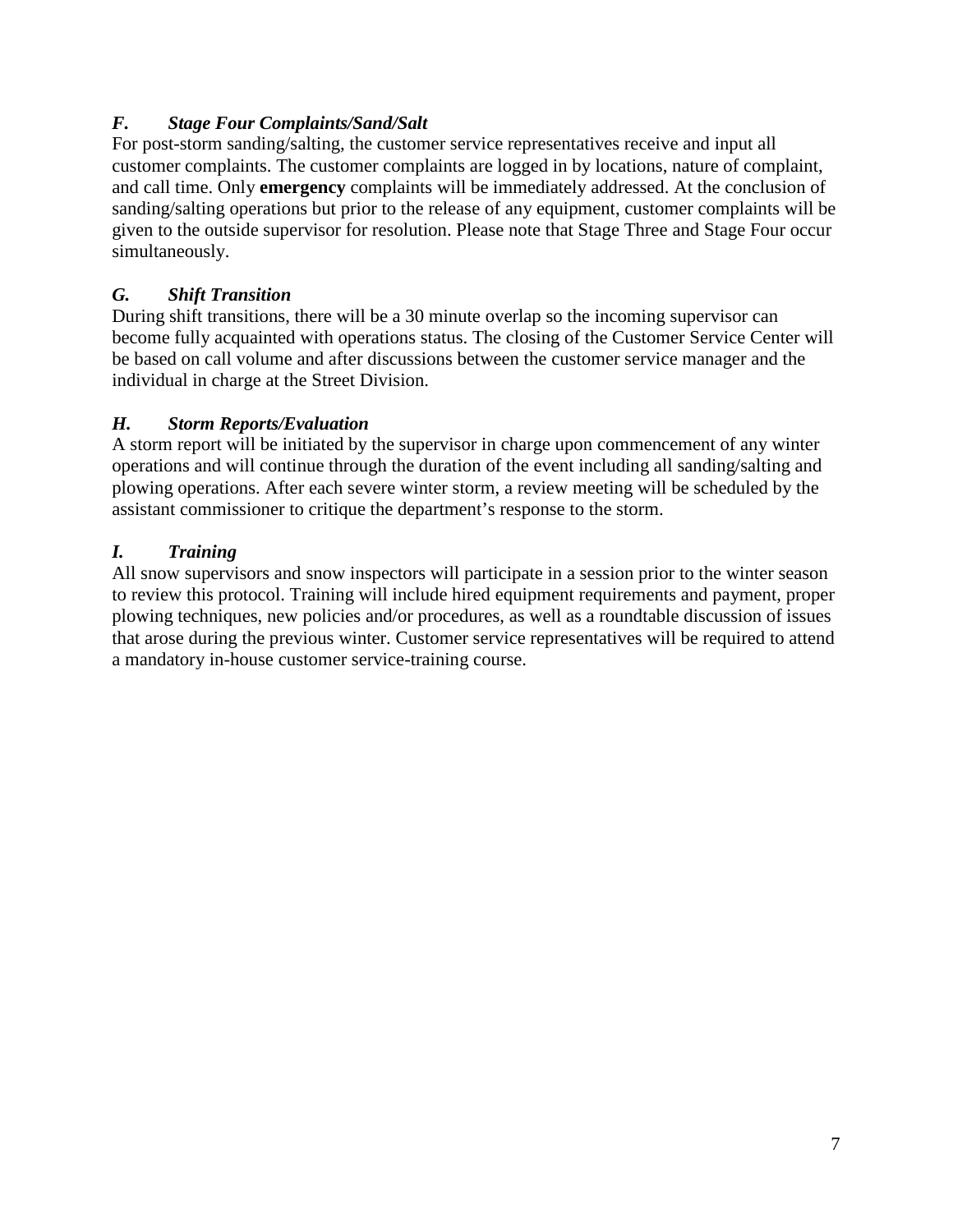### *F. Stage Four Complaints/Sand/Salt*

For post-storm sanding/salting, the customer service representatives receive and input all customer complaints. The customer complaints are logged in by locations, nature of complaint, and call time. Only **emergency** complaints will be immediately addressed. At the conclusion of sanding/salting operations but prior to the release of any equipment, customer complaints will be given to the outside supervisor for resolution. Please note that Stage Three and Stage Four occur simultaneously.

### *G. Shift Transition*

During shift transitions, there will be a 30 minute overlap so the incoming supervisor can become fully acquainted with operations status. The closing of the Customer Service Center will be based on call volume and after discussions between the customer service manager and the individual in charge at the Street Division.

### *H. Storm Reports/Evaluation*

A storm report will be initiated by the supervisor in charge upon commencement of any winter operations and will continue through the duration of the event including all sanding/salting and plowing operations. After each severe winter storm, a review meeting will be scheduled by the assistant commissioner to critique the department's response to the storm.

### *I. Training*

All snow supervisors and snow inspectors will participate in a session prior to the winter season to review this protocol. Training will include hired equipment requirements and payment, proper plowing techniques, new policies and/or procedures, as well as a roundtable discussion of issues that arose during the previous winter. Customer service representatives will be required to attend a mandatory in-house customer service-training course.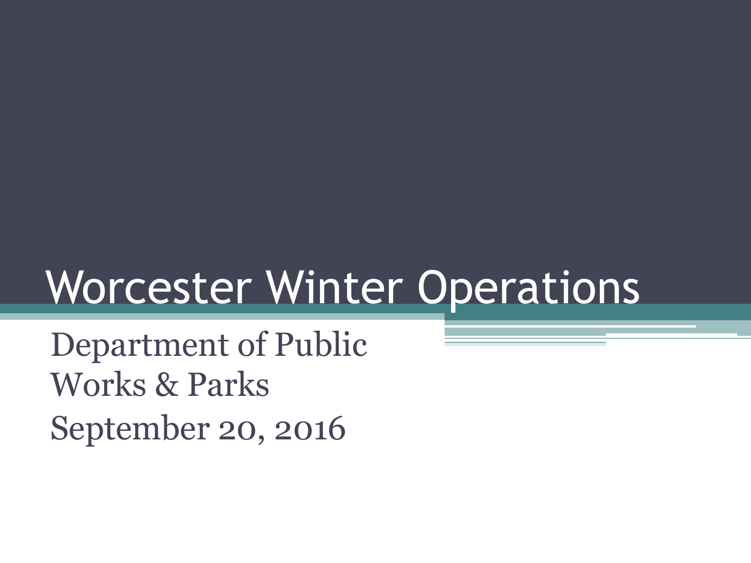# Worcester Winter Operations

Department of Public Works & Parks

September 20, 2016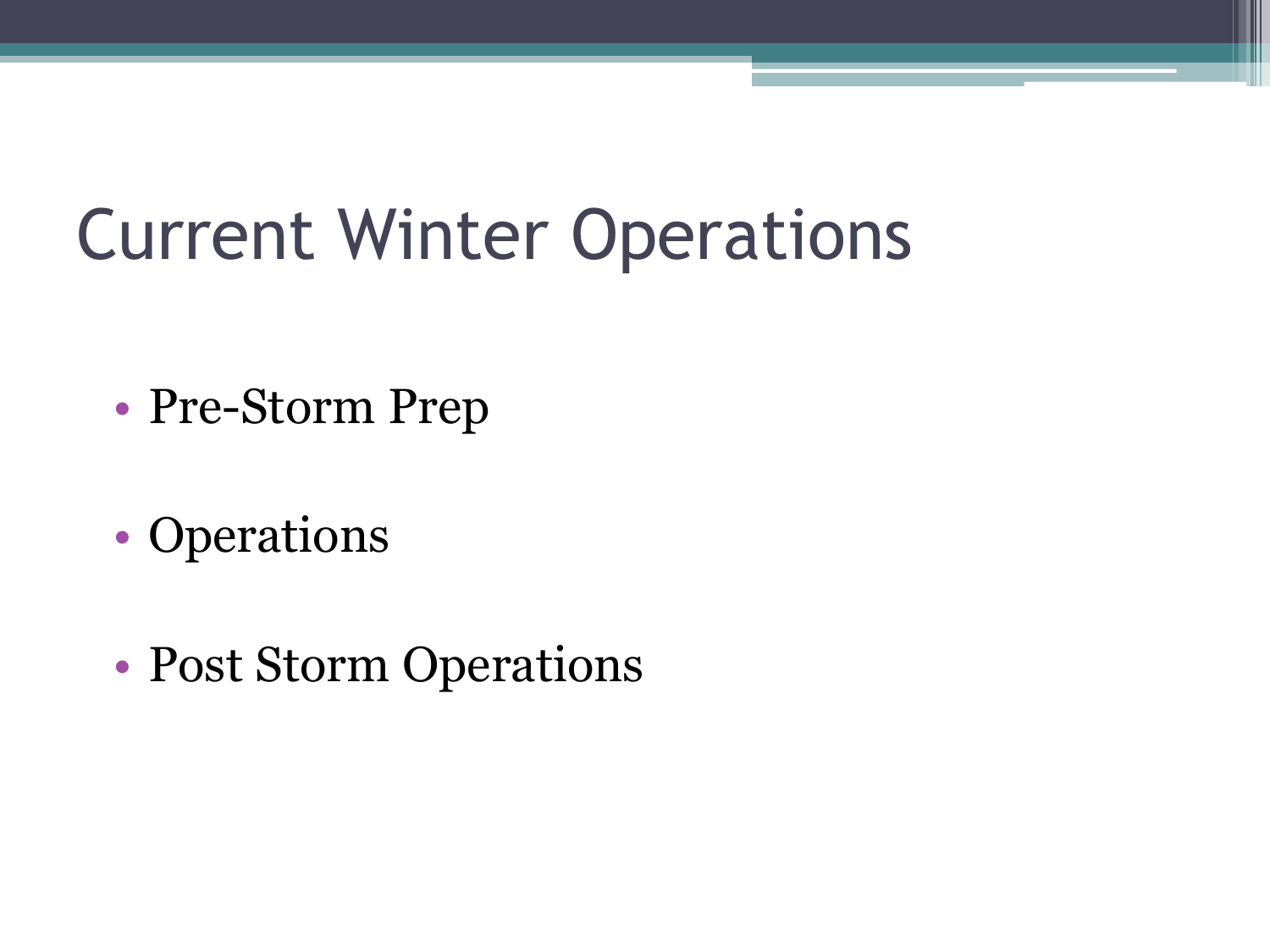# Current Winter Operations

- Pre-Storm Prep
- Operations
- Post Storm Operations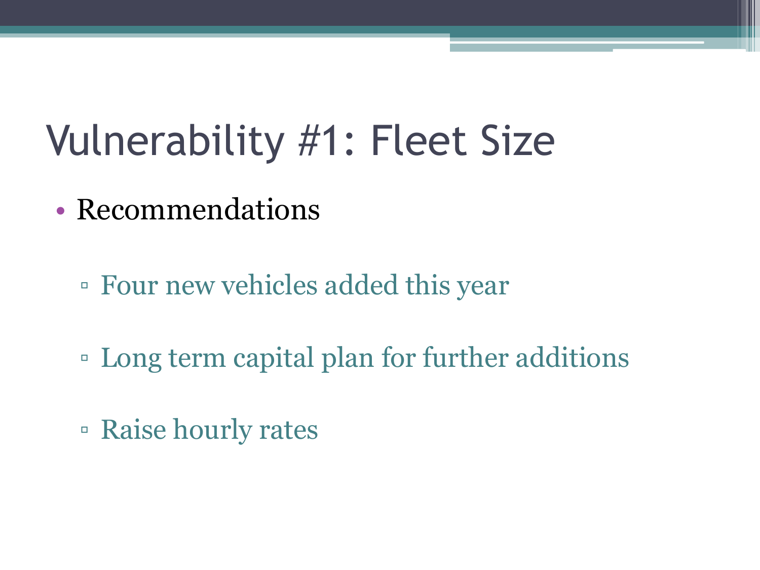# Vulnerability #1: Fleet Size

- Recommendations
  - Four new vehicles added this year
  - Long term capital plan for further additions
  - Raise hourly rates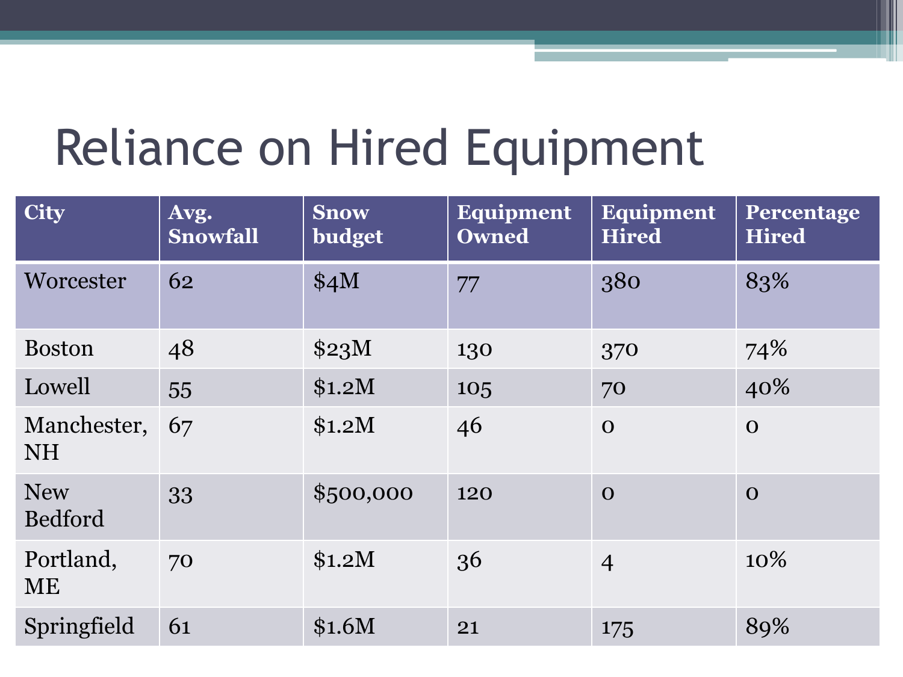# Reliance on Hired Equipment

| City | Avg. Snowfall | Snow budget | Equipment Owned | Equipment Hired | Percentage Hired |
|---|---|---|---|---|---|
| Worcester | 62 | $4M | 77 | 380 | 83% |
| Boston | 48 | $23M | 130 | 370 | 74% |
| Lowell | 55 | $1.2M | 105 | 70 | 40% |
| Manchester, NH | 67 | $1.2M | 46 | 0 | 0 |
| New Bedford | 33 | $500,000 | 120 | 0 | 0 |
| Portland, ME | 70 | $1.2M | 36 | 4 | 10% |
| Springfield | 61 | $1.6M | 21 | 175 | 89% |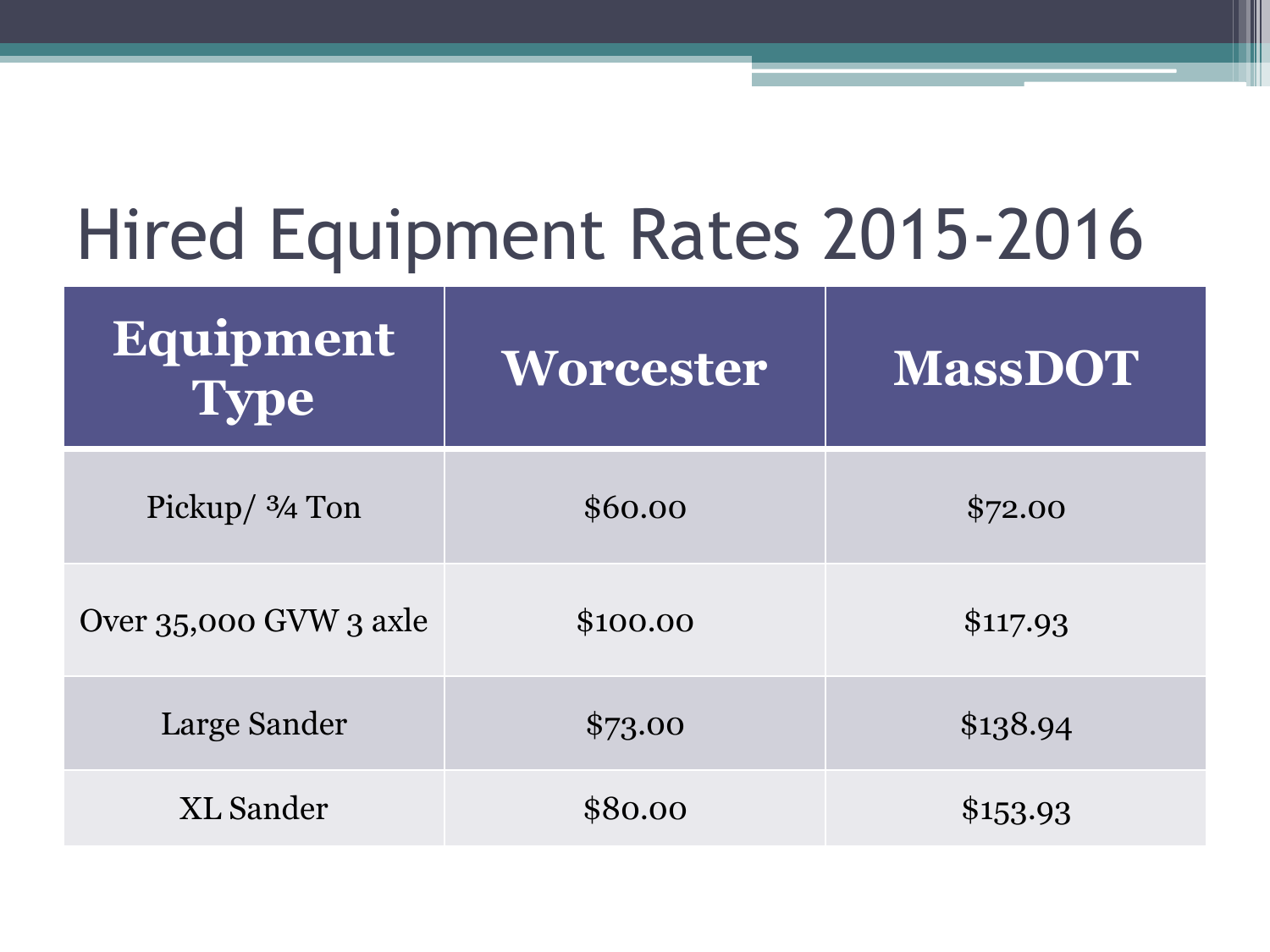# Hired Equipment Rates 2015-2016

| Equipment Type | Worcester | MassDOT |
|---|---|---|
| Pickup/ ¾ Ton | $60.00 | $72.00 |
| Over 35,000 GVW 3 axle | $100.00 | $117.93 |
| Large Sander | $73.00 | $138.94 |
| XL Sander | $80.00 | $153.93 |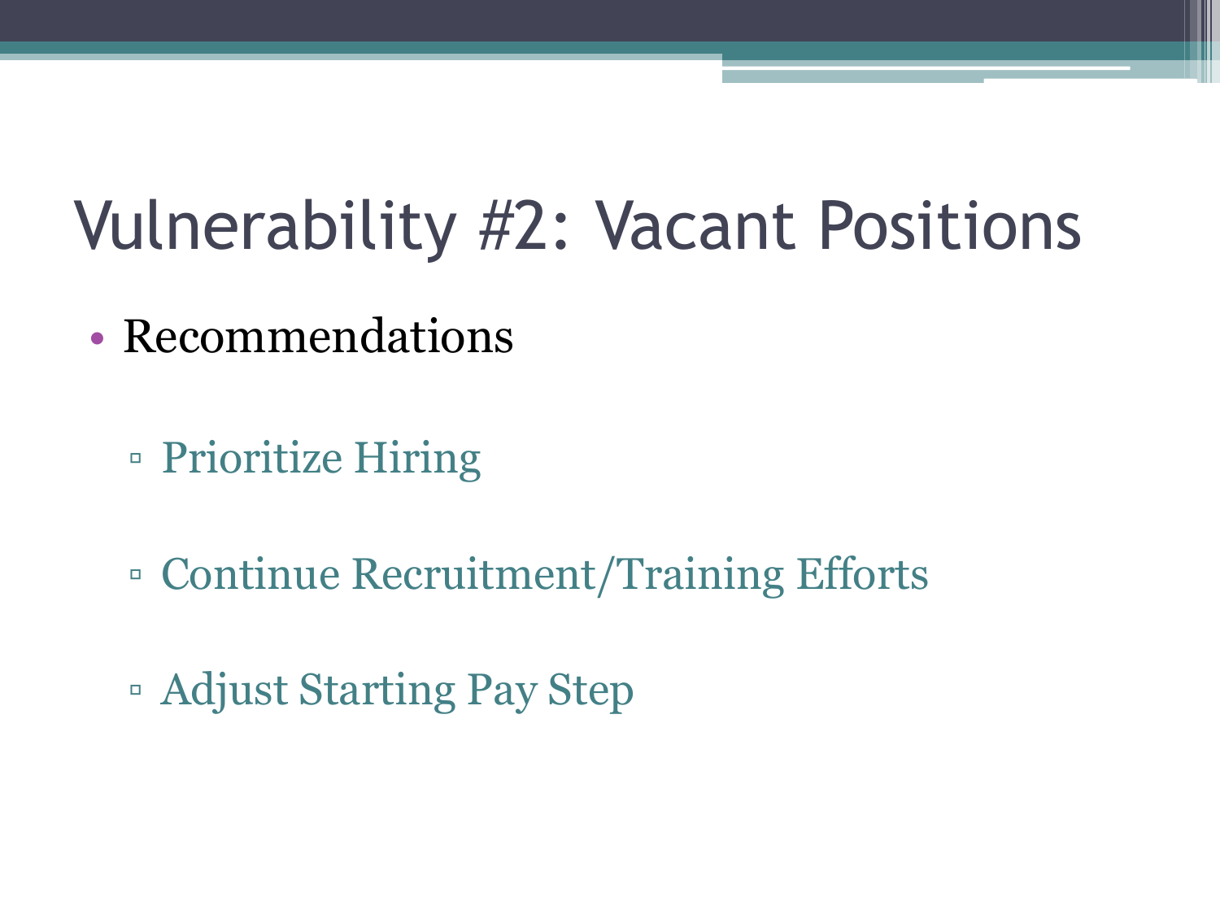# Vulnerability #2: Vacant Positions

- Recommendations
  - Prioritize Hiring
  - Continue Recruitment/Training Efforts
  - Adjust Starting Pay Step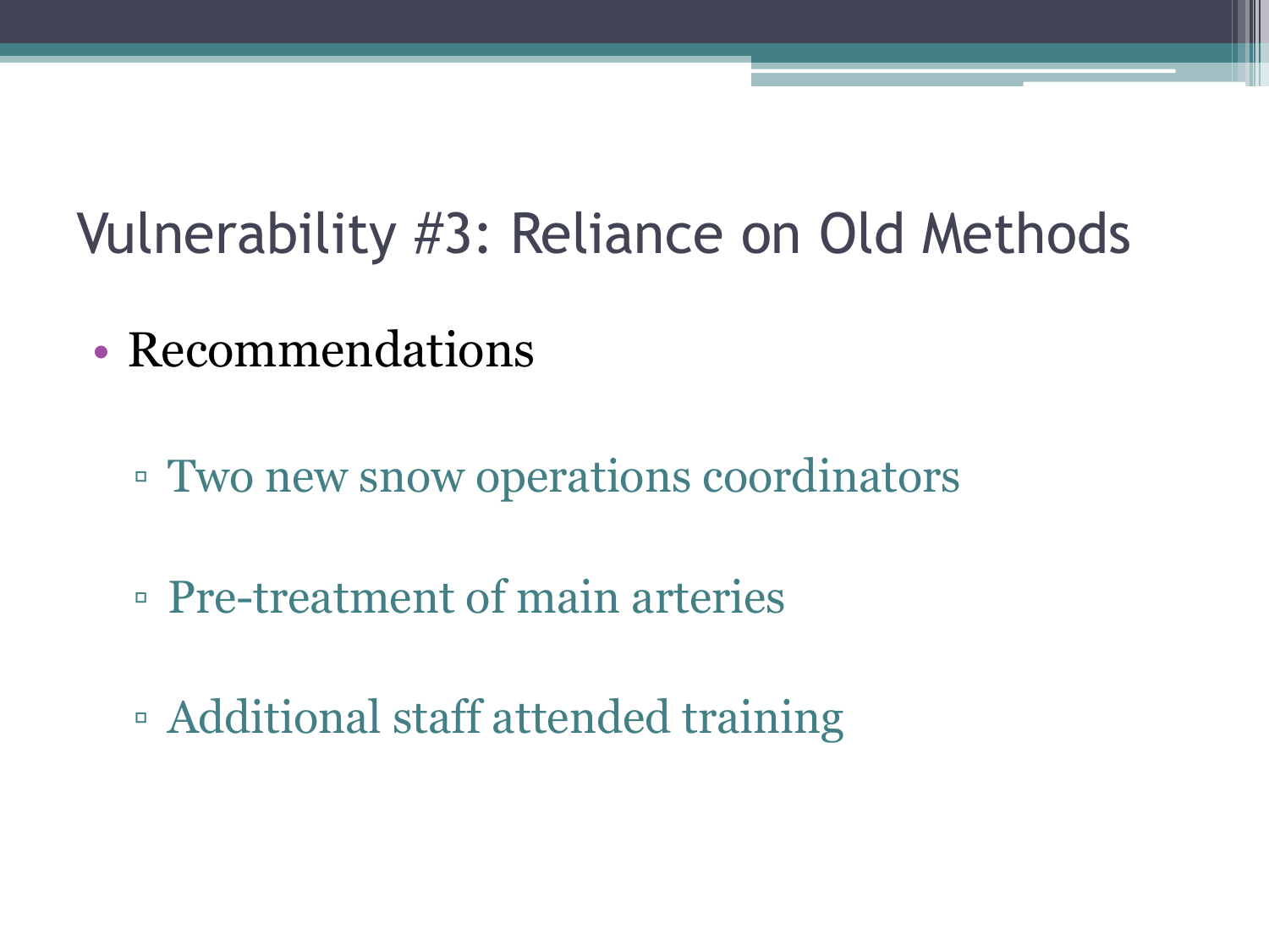# Vulnerability #3: Reliance on Old Methods

- Recommendations
  - Two new snow operations coordinators
  - Pre-treatment of main arteries
  - Additional staff attended training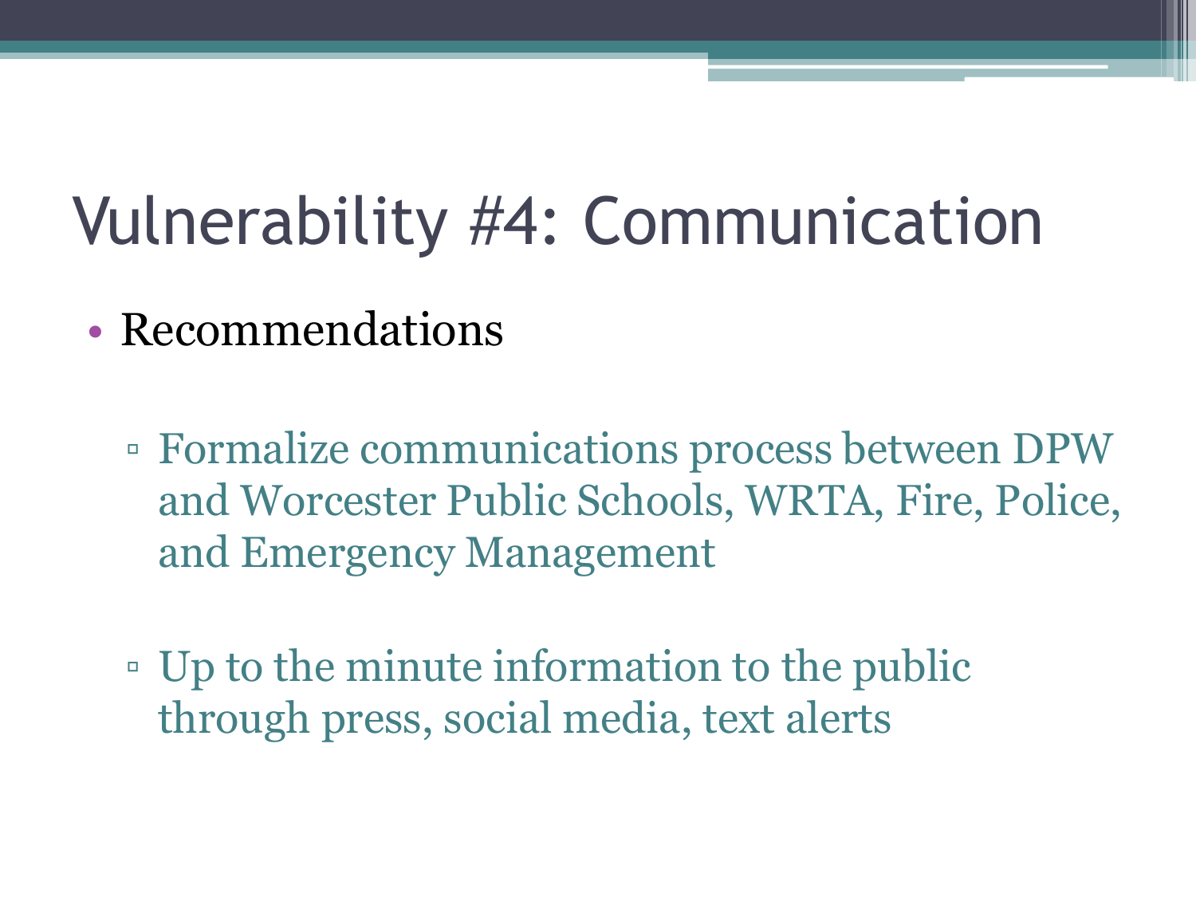# Vulnerability #4: Communication

- Recommendations
  - Formalize communications process between DPW and Worcester Public Schools, WRTA, Fire, Police, and Emergency Management
  - Up to the minute information to the public through press, social media, text alerts